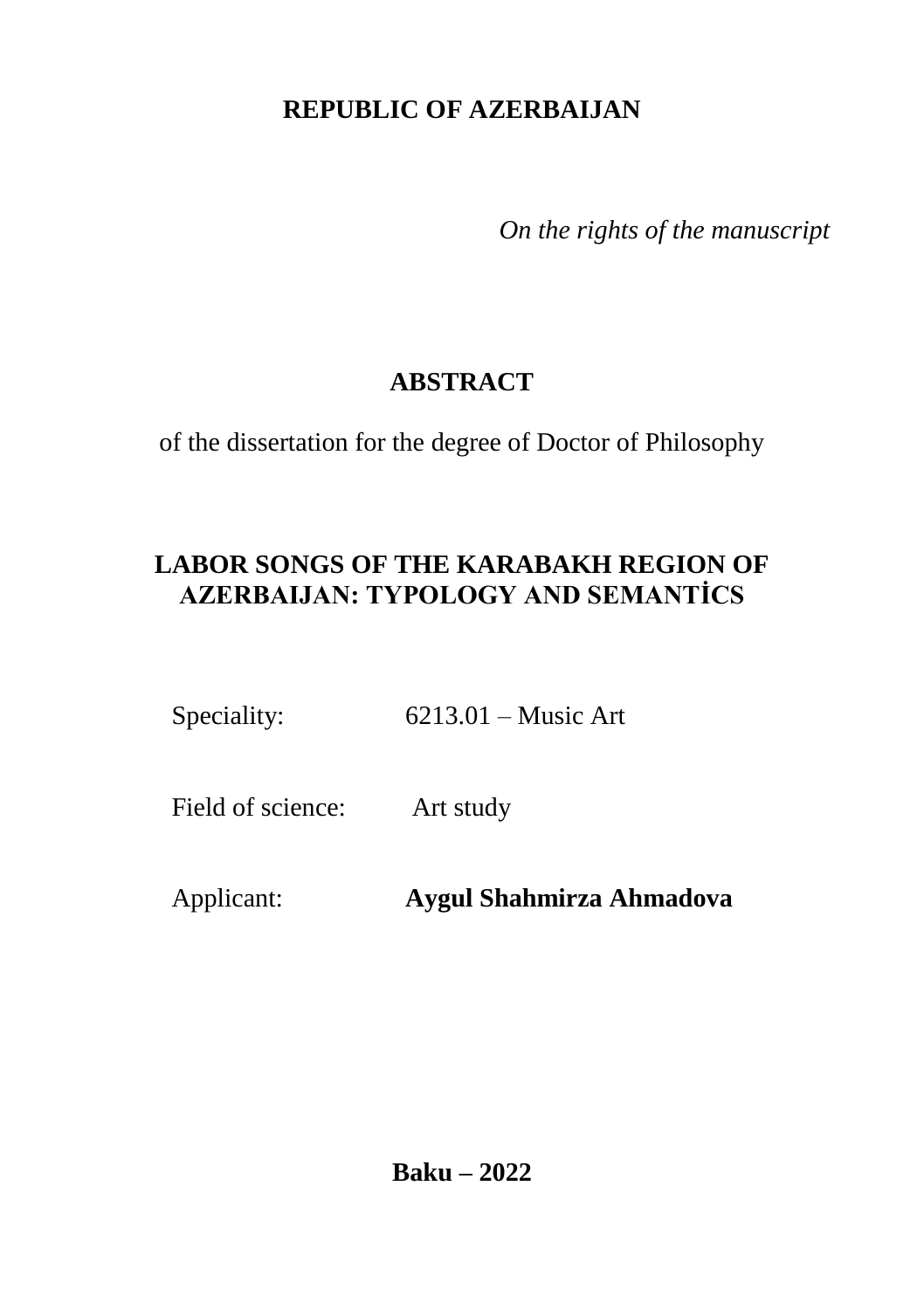**REPUBLIC OF AZERBAIJAN**

*On the rights of the manuscript*

# ABSTRACT

of the dissertation for the degree of Doctor of Philosophy

## LABOR SONGS OF THE KARABAKH REGION OF AZERBAIJAN: TYPOLOGY AND SEMANTİCS

Speciality: 6213.01 – Music Art

Field of science: Art study

Applicant: **Aygul Shahmirza Ahmadova**

**Baku – 2022**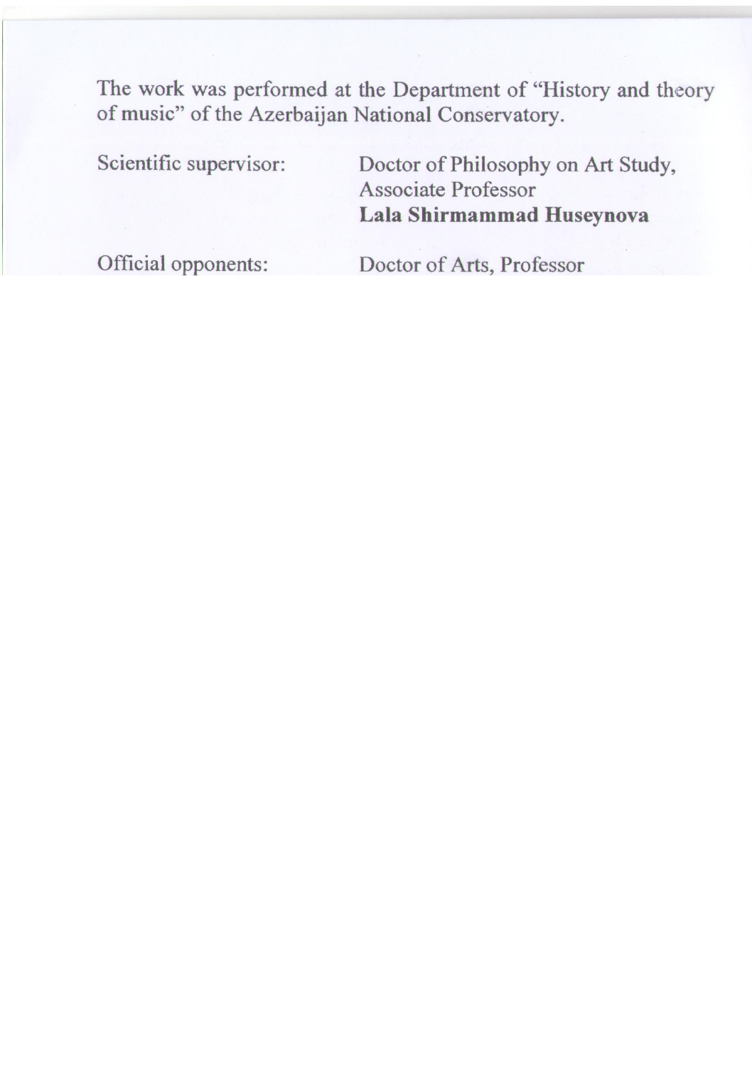The work was performed at the Department of "History and theory of music" of the Azerbaijan National Conservatory.

Scientific supervisor: Doctor of Philosophy on Art Study, Associate Professor
**Lala Shirmammad Huseynova**

Official opponents: Doctor of Arts, Professor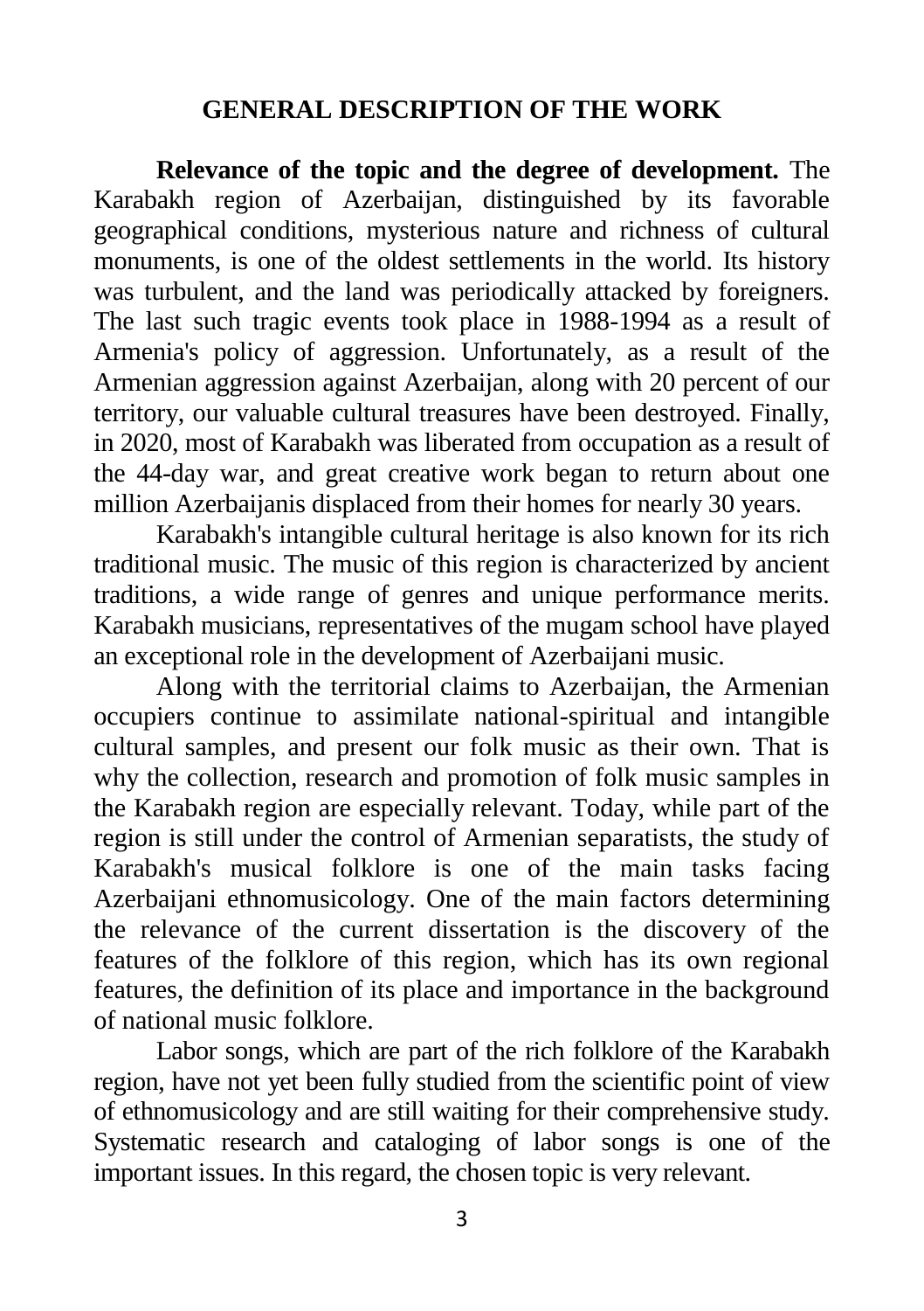## GENERAL DESCRIPTION OF THE WORK

**Relevance of the topic and the degree of development.** The Karabakh region of Azerbaijan, distinguished by its favorable geographical conditions, mysterious nature and richness of cultural monuments, is one of the oldest settlements in the world. Its history was turbulent, and the land was periodically attacked by foreigners. The last such tragic events took place in 1988-1994 as a result of Armenia's policy of aggression. Unfortunately, as a result of the Armenian aggression against Azerbaijan, along with 20 percent of our territory, our valuable cultural treasures have been destroyed. Finally, in 2020, most of Karabakh was liberated from occupation as a result of the 44-day war, and great creative work began to return about one million Azerbaijanis displaced from their homes for nearly 30 years.

Karabakh's intangible cultural heritage is also known for its rich traditional music. The music of this region is characterized by ancient traditions, a wide range of genres and unique performance merits. Karabakh musicians, representatives of the mugam school have played an exceptional role in the development of Azerbaijani music.

Along with the territorial claims to Azerbaijan, the Armenian occupiers continue to assimilate national-spiritual and intangible cultural samples, and present our folk music as their own. That is why the collection, research and promotion of folk music samples in the Karabakh region are especially relevant. Today, while part of the region is still under the control of Armenian separatists, the study of Karabakh's musical folklore is one of the main tasks facing Azerbaijani ethnomusicology. One of the main factors determining the relevance of the current dissertation is the discovery of the features of the folklore of this region, which has its own regional features, the definition of its place and importance in the background of national music folklore.

Labor songs, which are part of the rich folklore of the Karabakh region, have not yet been fully studied from the scientific point of view of ethnomusicology and are still waiting for their comprehensive study. Systematic research and cataloging of labor songs is one of the important issues. In this regard, the chosen topic is very relevant.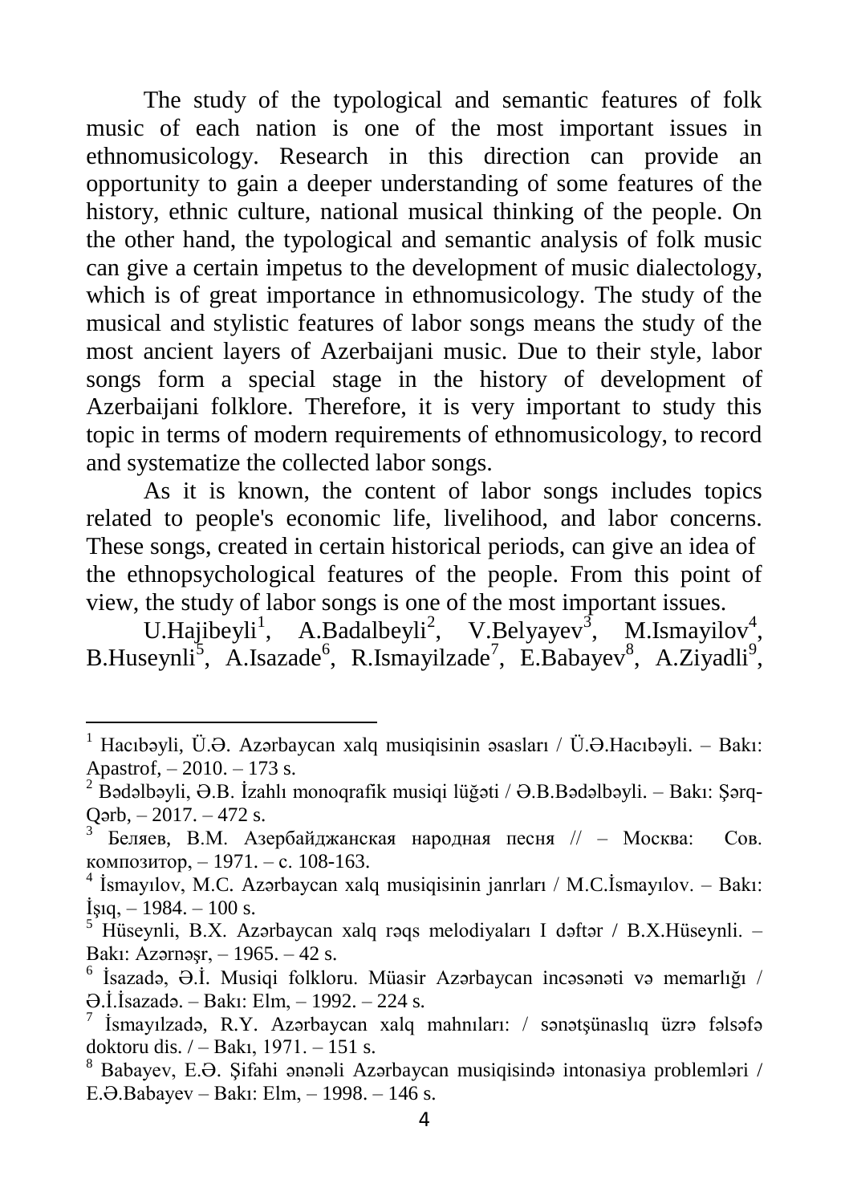The study of the typological and semantic features of folk music of each nation is one of the most important issues in ethnomusicology. Research in this direction can provide an opportunity to gain a deeper understanding of some features of the history, ethnic culture, national musical thinking of the people. On the other hand, the typological and semantic analysis of folk music can give a certain impetus to the development of music dialectology, which is of great importance in ethnomusicology. The study of the musical and stylistic features of labor songs means the study of the most ancient layers of Azerbaijani music. Due to their style, labor songs form a special stage in the history of development of Azerbaijani folklore. Therefore, it is very important to study this topic in terms of modern requirements of ethnomusicology, to record and systematize the collected labor songs.

As it is known, the content of labor songs includes topics related to people's economic life, livelihood, and labor concerns. These songs, created in certain historical periods, can give an idea of the ethnopsychological features of the people. From this point of view, the study of labor songs is one of the most important issues.

U.Hajibeyli[1], A.Badalbeyli[2], V.Belyayev[3], M.Ismayilov[4], B.Huseynli[5], A.Isazade[6], R.Ismayilzade[7], E.Babayev[8], A.Ziyadli[9],

---

[1] Hacıbəyli, Ü.Ə. Azərbaycan xalq musiqisinin əsasları / Ü.Ə.Hacıbəyli. – Bakı: Apastrof, – 2010. – 173 s.

[2] Bədəlbəyli, Ə.B. İzahlı monoqrafik musiqi lüğəti / Ə.B.Bədəlbəyli. – Bakı: Şərq-Qərb, – 2017. – 472 s.

[3] Беляев, В.М. Азербайджанская народная песня // – Москва: Сов. композитор, – 1971. – с. 108-163.

[4] İsmayılov, M.C. Azərbaycan xalq musiqisinin janrları / M.C.İsmayılov. – Bakı: İşıq, – 1984. – 100 s.

[5] Hüseynli, B.X. Azərbaycan xalq rəqs melodiyaları I dəftər / B.X.Hüseynli. – Bakı: Azərnəşr, – 1965. – 42 s.

[6] İsazadə, Ə.İ. Musiqi folkloru. Müasir Azərbaycan incəsənəti və memarlığı / Ə.İ.İsazadə. – Bakı: Elm, – 1992. – 224 s.

[7] İsmayılzadə, R.Y. Azərbaycan xalq mahnıları: / sənətşünaslıq üzrə fəlsəfə doktoru dis. / – Bakı, 1971. – 151 s.

[8] Babayev, E.Ə. Şifahi ənənəli Azərbaycan musiqisində intonasiya problemləri / E.Ə.Babayev – Bakı: Elm, – 1998. – 146 s.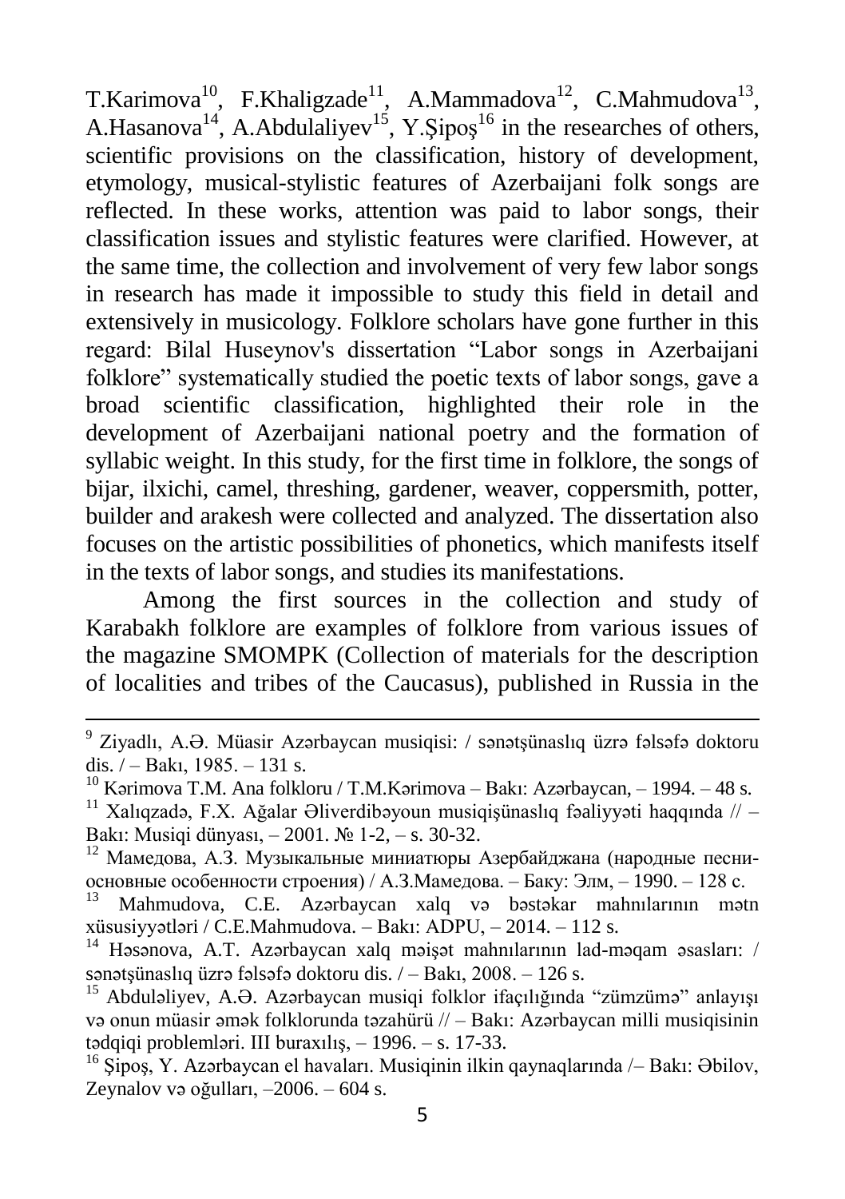T.Karimova[10], F.Khaligzade[11], A.Mammadova[12], C.Mahmudova[13], A.Hasanova[14], A.Abdulaliyev[15], Y.Şipoş[16] in the researches of others, scientific provisions on the classification, history of development, etymology, musical-stylistic features of Azerbaijani folk songs are reflected. In these works, attention was paid to labor songs, their classification issues and stylistic features were clarified. However, at the same time, the collection and involvement of very few labor songs in research has made it impossible to study this field in detail and extensively in musicology. Folklore scholars have gone further in this regard: Bilal Huseynov's dissertation "Labor songs in Azerbaijani folklore" systematically studied the poetic texts of labor songs, gave a broad scientific classification, highlighted their role in the development of Azerbaijani national poetry and the formation of syllabic weight. In this study, for the first time in folklore, the songs of bijar, ilxichi, camel, threshing, gardener, weaver, coppersmith, potter, builder and arakesh were collected and analyzed. The dissertation also focuses on the artistic possibilities of phonetics, which manifests itself in the texts of labor songs, and studies its manifestations.

Among the first sources in the collection and study of Karabakh folklore are examples of folklore from various issues of the magazine SMOMPK (Collection of materials for the description of localities and tribes of the Caucasus), published in Russia in the

---

[9] Ziyadlı, A.Ə. Müasir Azərbaycan musiqisi: / sənətşünaslıq üzrə fəlsəfə doktoru dis. / – Bakı, 1985. – 131 s.

[10] Kərimova T.M. Ana folkloru / T.M.Kərimova – Bakı: Azərbaycan, – 1994. – 48 s.

[11] Xalıqzadə, F.X. Ağalar Əliverdibəyoun musiqişünaslıq fəaliyyəti haqqında // – Bakı: Musiqi dünyası, – 2001. № 1-2, – s. 30-32.

[12] Мамедова, А.З. Музыкальные миниатюры Азербайджана (народные песни-основные особенности строения) / А.З.Мамедова. – Баку: Элм, – 1990. – 128 с.

[13] Mahmudova, C.E. Azərbaycan xalq və bəstəkar mahnılarının mətn xüsusiyyətləri / C.E.Mahmudova. – Bakı: ADPU, – 2014. – 112 s.

[14] Həsənova, A.T. Azərbaycan xalq məişət mahnılarının lad-məqam əsasları: / sənətşünaslıq üzrə fəlsəfə doktoru dis. / – Bakı, 2008. – 126 s.

[15] Abdüləliyev, A.Ə. Azərbaycan musiqi folklor ifaçılığında "zümzümə" anlayışı və onun müasir əmək folklorunda təzahürü // – Bakı: Azərbaycan milli musiqisinin tədqiqi problemləri. III buraxılış, – 1996. – s. 17-33.

[16] Şipoş, Y. Azərbaycan el havaları. Musiqinin ilkin qaynaqlarında /– Bakı: Əbilov, Zeynalov və oğulları, –2006. – 604 s.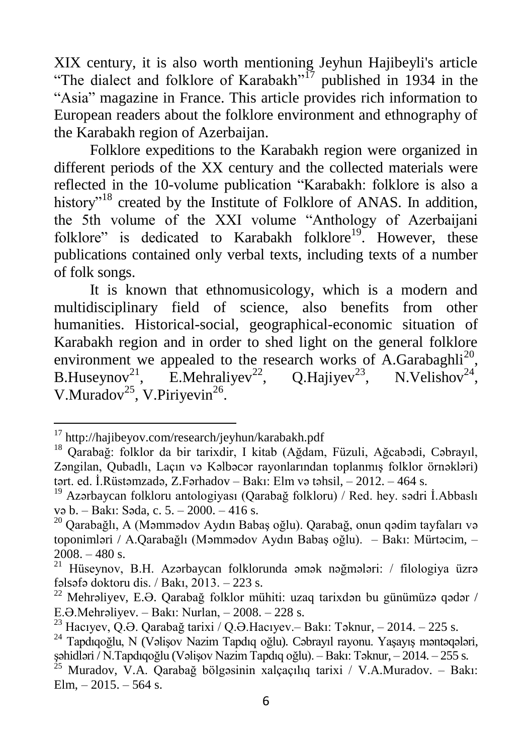XIX century, it is also worth mentioning Jeyhun Hajibeyli's article "The dialect and folklore of Karabakh"[17] published in 1934 in the "Asia" magazine in France. This article provides rich information to European readers about the folklore environment and ethnography of the Karabakh region of Azerbaijan.

Folklore expeditions to the Karabakh region were organized in different periods of the XX century and the collected materials were reflected in the 10-volume publication "Karabakh: folklore is also a history"[18] created by the Institute of Folklore of ANAS. In addition, the 5th volume of the XXI volume "Anthology of Azerbaijani folklore" is dedicated to Karabakh folklore[19]. However, these publications contained only verbal texts, including texts of a number of folk songs.

It is known that ethnomusicology, which is a modern and multidisciplinary field of science, also benefits from other humanities. Historical-social, geographical-economic situation of Karabakh region and in order to shed light on the general folklore environment we appealed to the research works of A.Garabaghli[20], B.Huseynov[21], E.Mehraliyev[22], Q.Hajiyev[23], N.Velishov[24], V.Muradov[25], V.Piriyevin[26].

---

[17] http://hajibeyov.com/research/jeyhun/karabakh.pdf

[18] Qarabağ: folklor da bir tarixdir, I kitab (Ağdam, Füzuli, Ağcabədi, Cəbrayıl, Zəngilan, Qubadlı, Laçın və Kəlbəcər rayonlarından toplanmış folklor örnəkləri) tərt. ed. İ.Rüstəmzadə, Z.Fərhadov – Bakı: Elm və təhsil, – 2012. – 464 s.

[19] Azərbaycan folkloru antologiyası (Qarabağ folkloru) / Red. hey. sədri İ.Abbaslı və b. – Bakı: Səda, c. 5. – 2000. – 416 s.

[20] Qarabağlı, A (Məmmədov Aydın Babaş oğlu). Qarabağ, onun qədim tayfaları və toponimləri / A.Qarabağlı (Məmmədov Aydın Babaş oğlu). – Bakı: Mürtəcim, – 2008. – 480 s.

[21] Hüseynov, B.H. Azərbaycan folklorunda əmək nəğmələri: / filologiya üzrə fəlsəfə doktoru dis. / Bakı, 2013. – 223 s.

[22] Mehrəliyev, E.Ə. Qarabağ folklor mühiti: uzaq tarixdən bu günümüzə qədər / E.Ə.Mehrəliyev. – Bakı: Nurlan, – 2008. – 228 s.

[23] Hacıyev, Q.Ə. Qarabağ tarixi / Q.Ə.Hacıyev.– Bakı: Təknur, – 2014. – 225 s.

[24] Tapdıqoğlu, N (Vəlişov Nazim Tapdıq oğlu). Cəbrayıl rayonu. Yaşayış məntəqələri, şəhidləri / N.Tapdıqoğlu (Vəlişov Nazim Tapdıq oğlu). – Bakı: Təknur, – 2014. – 255 s.

[25] Muradov, V.A. Qarabağ bölgəsinin xalçaçılıq tarixi / V.A.Muradov. – Bakı: Elm, – 2015. – 564 s.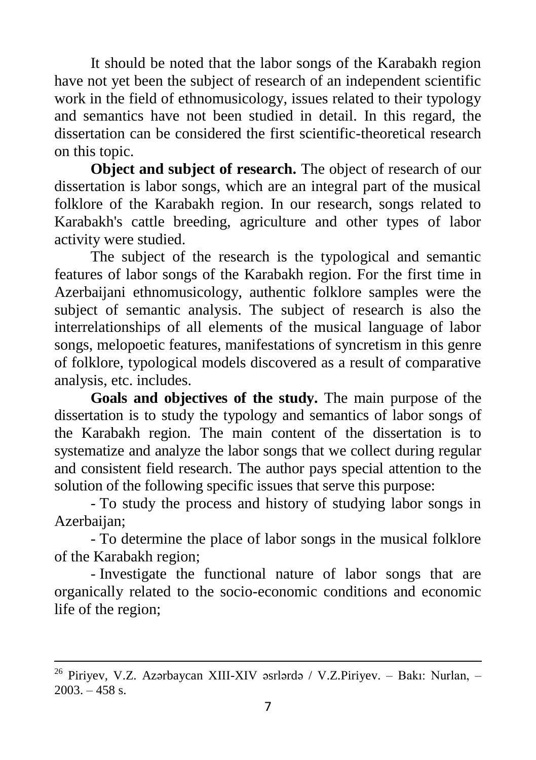It should be noted that the labor songs of the Karabakh region have not yet been the subject of research of an independent scientific work in the field of ethnomusicology, issues related to their typology and semantics have not been studied in detail. In this regard, the dissertation can be considered the first scientific-theoretical research on this topic.

**Object and subject of research.** The object of research of our dissertation is labor songs, which are an integral part of the musical folklore of the Karabakh region. In our research, songs related to Karabakh's cattle breeding, agriculture and other types of labor activity were studied.

The subject of the research is the typological and semantic features of labor songs of the Karabakh region. For the first time in Azerbaijani ethnomusicology, authentic folklore samples were the subject of semantic analysis. The subject of research is also the interrelationships of all elements of the musical language of labor songs, melopoetic features, manifestations of syncretism in this genre of folklore, typological models discovered as a result of comparative analysis, etc. includes.

**Goals and objectives of the study.** The main purpose of the dissertation is to study the typology and semantics of labor songs of the Karabakh region. The main content of the dissertation is to systematize and analyze the labor songs that we collect during regular and consistent field research. The author pays special attention to the solution of the following specific issues that serve this purpose:

- To study the process and history of studying labor songs in Azerbaijan;
- To determine the place of labor songs in the musical folklore of the Karabakh region;
- Investigate the functional nature of labor songs that are organically related to the socio-economic conditions and economic life of the region;

---

[26] Piriyev, V.Z. Azərbaycan XIII-XIV əsrlərdə / V.Z.Piriyev. – Bakı: Nurlan, – 2003. – 458 s.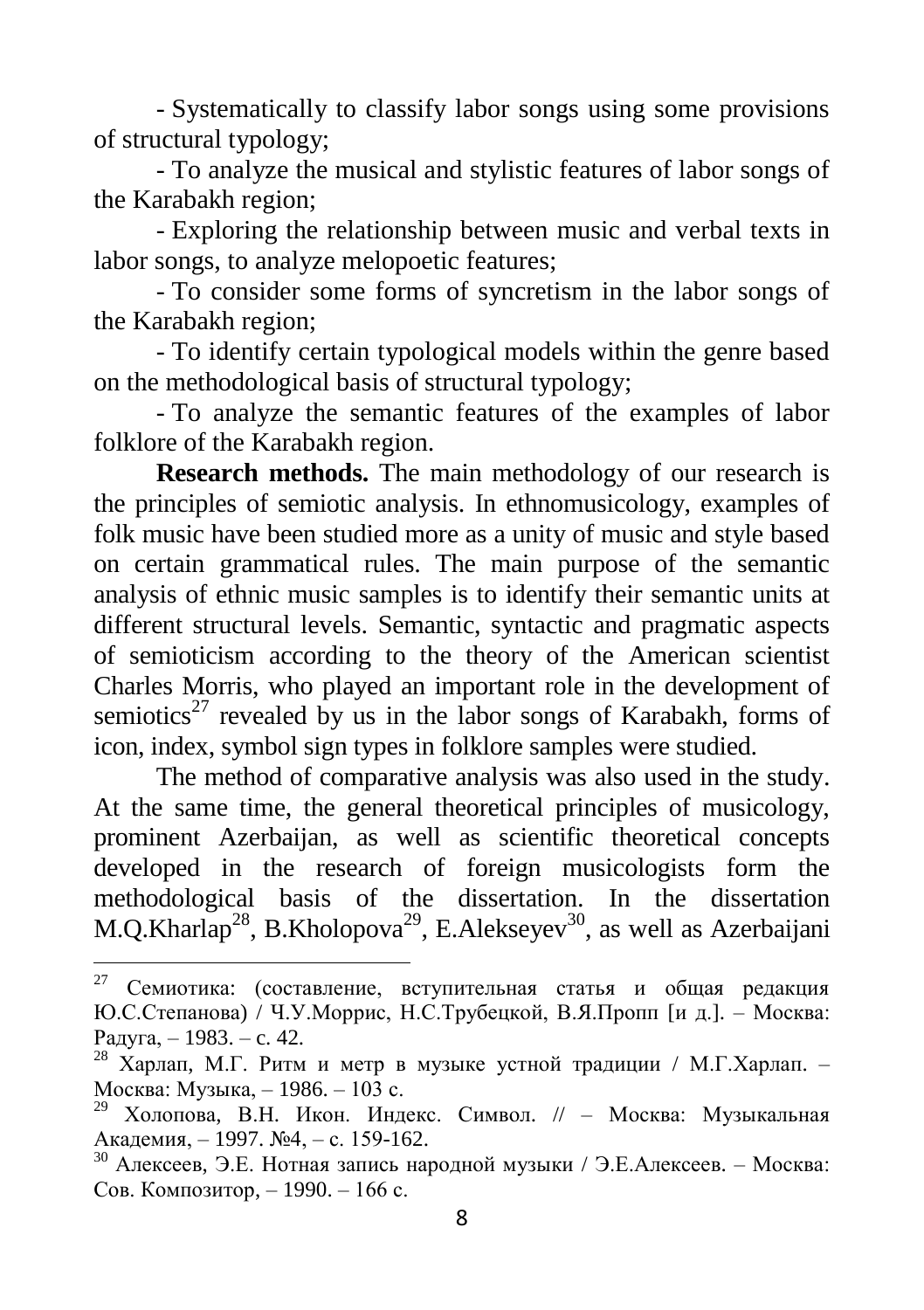- Systematically to classify labor songs using some provisions of structural typology;

- To analyze the musical and stylistic features of labor songs of the Karabakh region;

- Exploring the relationship between music and verbal texts in labor songs, to analyze melopoetic features;

- To consider some forms of syncretism in the labor songs of the Karabakh region;

- To identify certain typological models within the genre based on the methodological basis of structural typology;

- To analyze the semantic features of the examples of labor folklore of the Karabakh region.

**Research methods.** The main methodology of our research is the principles of semiotic analysis. In ethnomusicology, examples of folk music have been studied more as a unity of music and style based on certain grammatical rules. The main purpose of the semantic analysis of ethnic music samples is to identify their semantic units at different structural levels. Semantic, syntactic and pragmatic aspects of semioticism according to the theory of the American scientist Charles Morris, who played an important role in the development of semiotics[27] revealed by us in the labor songs of Karabakh, forms of icon, index, symbol sign types in folklore samples were studied.

The method of comparative analysis was also used in the study. At the same time, the general theoretical principles of musicology, prominent Azerbaijan, as well as scientific theoretical concepts developed in the research of foreign musicologists form the methodological basis of the dissertation. In the dissertation M.Q.Kharlap[28], B.Kholopova[29], E.Alekseyev[30], as well as Azerbaijani

---

[27] Семиотика: (составление, вступительная статья и общая редакция Ю.С.Степанова) / Ч.У.Моррис, Н.С.Трубецкой, В.Я.Пропп [и д.]. – Москва: Радуга, – 1983. – с. 42.

[28] Харлап, М.Г. Ритм и метр в музыке устной традиции / М.Г.Харлап. – Москва: Музыка, – 1986. – 103 с.

[29] Холопова, В.Н. Икон. Индекс. Символ. // – Москва: Музыкальная Академия, – 1997. №4, – с. 159-162.

[30] Алексеев, Э.Е. Нотная запись народной музыки / Э.Е.Алексеев. – Москва: Сов. Композитор, – 1990. – 166 с.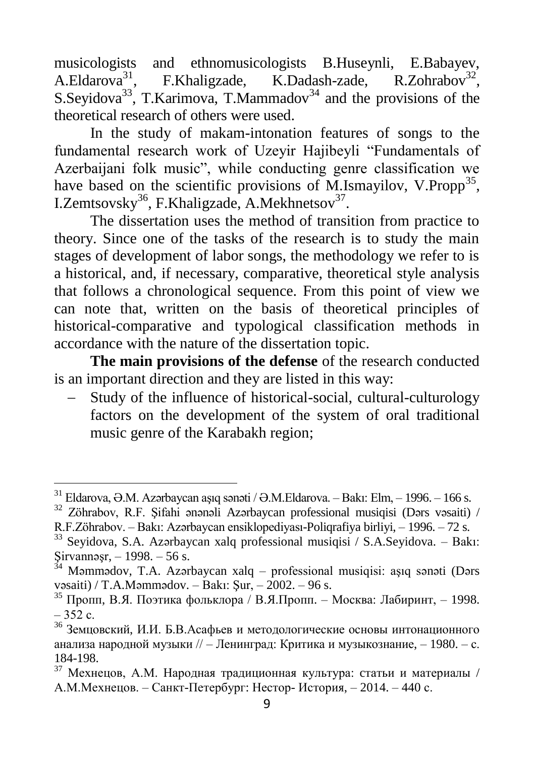musicologists and ethnomusicologists B.Huseynli, E.Babayev, A.Eldarova[31], F.Khaligzade, K.Dadash-zade, R.Zohrabov[32], S.Seyidova[33], T.Karimova, T.Mammadov[34] and the provisions of the theoretical research of others were used.

In the study of makam-intonation features of songs to the fundamental research work of Uzeyir Hajibeyli “Fundamentals of Azerbaijani folk music”, while conducting genre classification we have based on the scientific provisions of M.Ismayilov, V.Propp[35], I.Zemtsovsky[36], F.Khaligzade, A.Mekhnetsov[37].

The dissertation uses the method of transition from practice to theory. Since one of the tasks of the research is to study the main stages of development of labor songs, the methodology we refer to is a historical, and, if necessary, comparative, theoretical style analysis that follows a chronological sequence. From this point of view we can note that, written on the basis of theoretical principles of historical-comparative and typological classification methods in accordance with the nature of the dissertation topic.

**The main provisions of the defense** of the research conducted is an important direction and they are listed in this way:

- Study of the influence of historical-social, cultural-culturology factors on the development of the system of oral traditional music genre of the Karabakh region;

---

[31] Eldarova, Ə.M. Azərbaycan aşıq sənəti / Ə.M.Eldarova. – Bakı: Elm, – 1996. – 166 s.

[32] Zöhrabov, R.F. Şifahi ənənəli Azərbaycan professional musiqisi (Dərs vəsaiti) / R.F.Zöhrabov. – Bakı: Azərbaycan ensiklopediyası-Poliqrafiya birliyi, – 1996. – 72 s.

[33] Seyidova, S.A. Azərbaycan xalq professional musiqisi / S.A.Seyidova. – Bakı: Şirvannəşr, – 1998. – 56 s.

[34] Məmmədov, T.A. Azərbaycan xalq – professional musiqisi: aşıq sənəti (Dərs vəsaiti) / T.A.Məmmədov. – Bakı: Şur, – 2002. – 96 s.

[35] Пропп, В.Я. Поэтика фольклора / В.Я.Пропп. – Москва: Лабиринт, – 1998. – 352 с.

[36] Земцовский, И.И. Б.В.Асафьев и методологические основы интонационного анализа народной музыки // – Ленинград: Критика и музыкознание, – 1980. – с. 184-198.

[37] Мехнецов, А.М. Народная традиционная культура: статьи и материалы / А.М.Мехнецов. – Санкт-Петербург: Нестор- История, – 2014. – 440 с.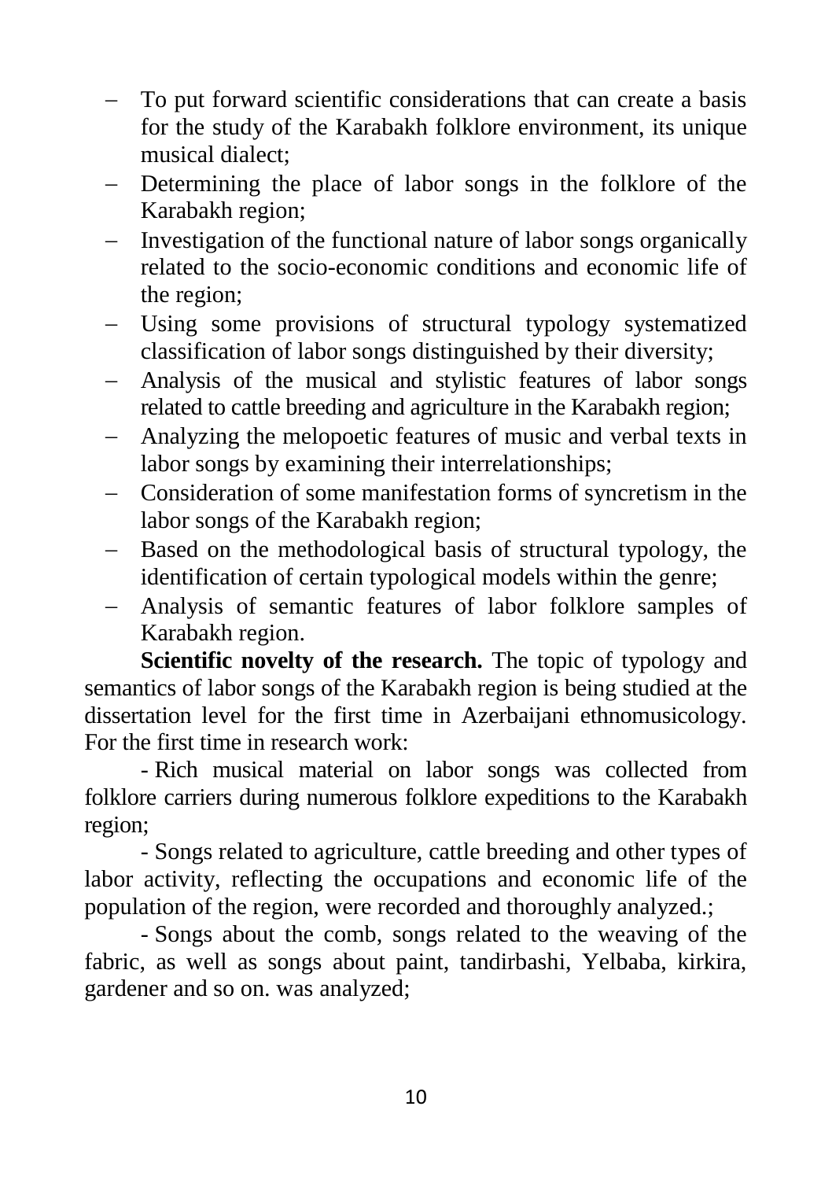- To put forward scientific considerations that can create a basis for the study of the Karabakh folklore environment, its unique musical dialect;
- Determining the place of labor songs in the folklore of the Karabakh region;
- Investigation of the functional nature of labor songs organically related to the socio-economic conditions and economic life of the region;
- Using some provisions of structural typology systematized classification of labor songs distinguished by their diversity;
- Analysis of the musical and stylistic features of labor songs related to cattle breeding and agriculture in the Karabakh region;
- Analyzing the melopoetic features of music and verbal texts in labor songs by examining their interrelationships;
- Consideration of some manifestation forms of syncretism in the labor songs of the Karabakh region;
- Based on the methodological basis of structural typology, the identification of certain typological models within the genre;
- Analysis of semantic features of labor folklore samples of Karabakh region.

**Scientific novelty of the research.** The topic of typology and semantics of labor songs of the Karabakh region is being studied at the dissertation level for the first time in Azerbaijani ethnomusicology. For the first time in research work:

- Rich musical material on labor songs was collected from folklore carriers during numerous folklore expeditions to the Karabakh region;

- Songs related to agriculture, cattle breeding and other types of labor activity, reflecting the occupations and economic life of the population of the region, were recorded and thoroughly analyzed.;

- Songs about the comb, songs related to the weaving of the fabric, as well as songs about paint, tandirbashi, Yelbaba, kirkira, gardener and so on. was analyzed;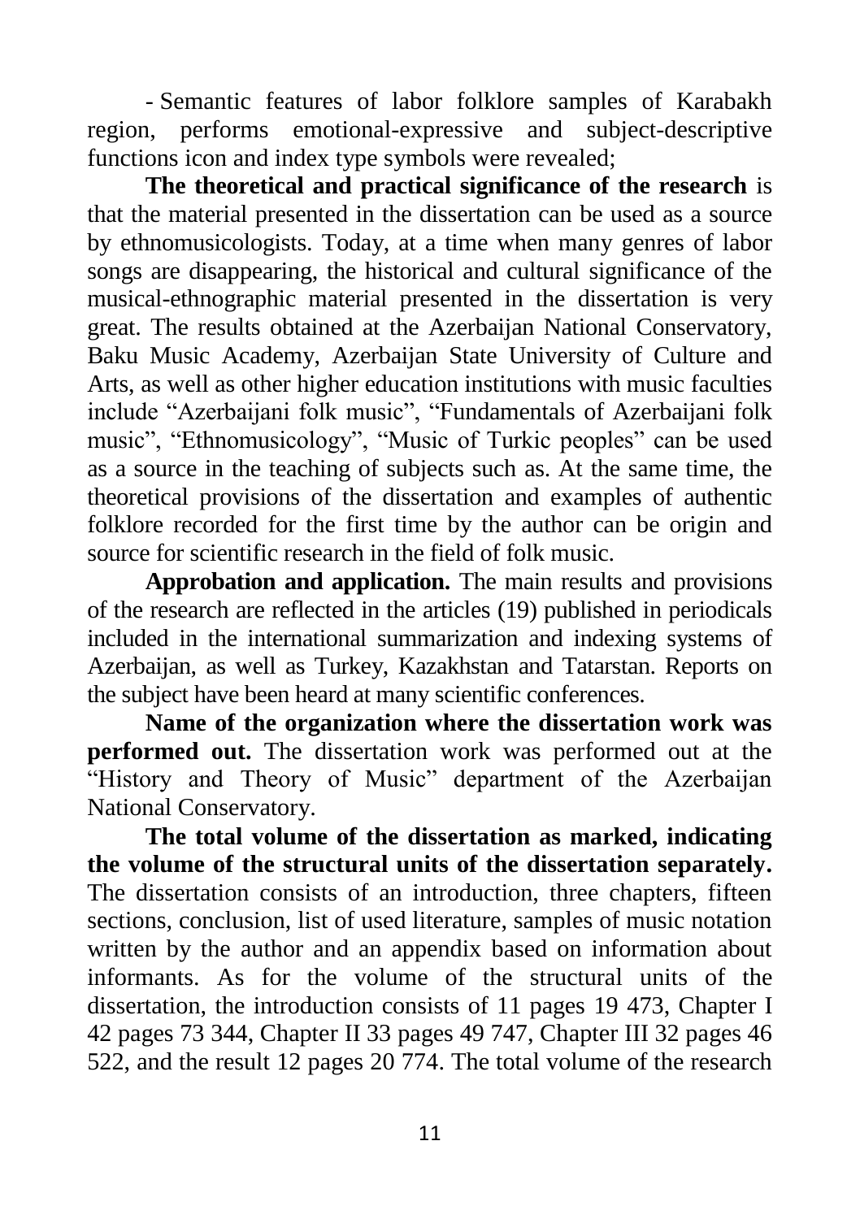- Semantic features of labor folklore samples of Karabakh region, performs emotional-expressive and subject-descriptive functions icon and index type symbols were revealed;

**The theoretical and practical significance of the research** is that the material presented in the dissertation can be used as a source by ethnomusicologists. Today, at a time when many genres of labor songs are disappearing, the historical and cultural significance of the musical-ethnographic material presented in the dissertation is very great. The results obtained at the Azerbaijan National Conservatory, Baku Music Academy, Azerbaijan State University of Culture and Arts, as well as other higher education institutions with music faculties include "Azerbaijani folk music", "Fundamentals of Azerbaijani folk music", "Ethnomusicology", "Music of Turkic peoples" can be used as a source in the teaching of subjects such as. At the same time, the theoretical provisions of the dissertation and examples of authentic folklore recorded for the first time by the author can be origin and source for scientific research in the field of folk music.

**Approbation and application.** The main results and provisions of the research are reflected in the articles (19) published in periodicals included in the international summarization and indexing systems of Azerbaijan, as well as Turkey, Kazakhstan and Tatarstan. Reports on the subject have been heard at many scientific conferences.

**Name of the organization where the dissertation work was performed out.** The dissertation work was performed out at the "History and Theory of Music" department of the Azerbaijan National Conservatory.

**The total volume of the dissertation as marked, indicating the volume of the structural units of the dissertation separately.** The dissertation consists of an introduction, three chapters, fifteen sections, conclusion, list of used literature, samples of music notation written by the author and an appendix based on information about informants. As for the volume of the structural units of the dissertation, the introduction consists of 11 pages 19 473, Chapter I 42 pages 73 344, Chapter II 33 pages 49 747, Chapter III 32 pages 46 522, and the result 12 pages 20 774. The total volume of the research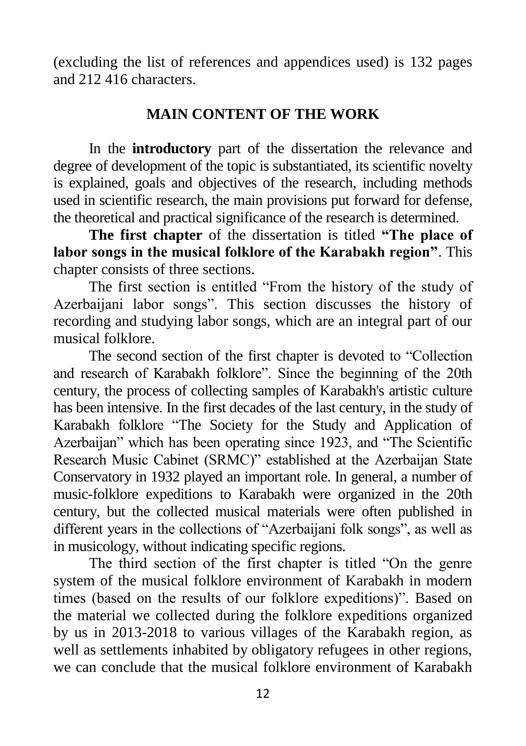(excluding the list of references and appendices used) is 132 pages and 212 416 characters.

## MAIN CONTENT OF THE WORK

In the **introductory** part of the dissertation the relevance and degree of development of the topic is substantiated, its scientific novelty is explained, goals and objectives of the research, including methods used in scientific research, the main provisions put forward for defense, the theoretical and practical significance of the research is determined.

**The first chapter** of the dissertation is titled **"The place of labor songs in the musical folklore of the Karabakh region"**. This chapter consists of three sections.

The first section is entitled "From the history of the study of Azerbaijani labor songs". This section discusses the history of recording and studying labor songs, which are an integral part of our musical folklore.

The second section of the first chapter is devoted to "Collection and research of Karabakh folklore". Since the beginning of the 20th century, the process of collecting samples of Karabakh's artistic culture has been intensive. In the first decades of the last century, in the study of Karabakh folklore "The Society for the Study and Application of Azerbaijan" which has been operating since 1923, and "The Scientific Research Music Cabinet (SRMC)" established at the Azerbaijan State Conservatory in 1932 played an important role. In general, a number of music-folklore expeditions to Karabakh were organized in the 20th century, but the collected musical materials were often published in different years in the collections of "Azerbaijani folk songs", as well as in musicology, without indicating specific regions.

The third section of the first chapter is titled "On the genre system of the musical folklore environment of Karabakh in modern times (based on the results of our folklore expeditions)". Based on the material we collected during the folklore expeditions organized by us in 2013-2018 to various villages of the Karabakh region, as well as settlements inhabited by obligatory refugees in other regions, we can conclude that the musical folklore environment of Karabakh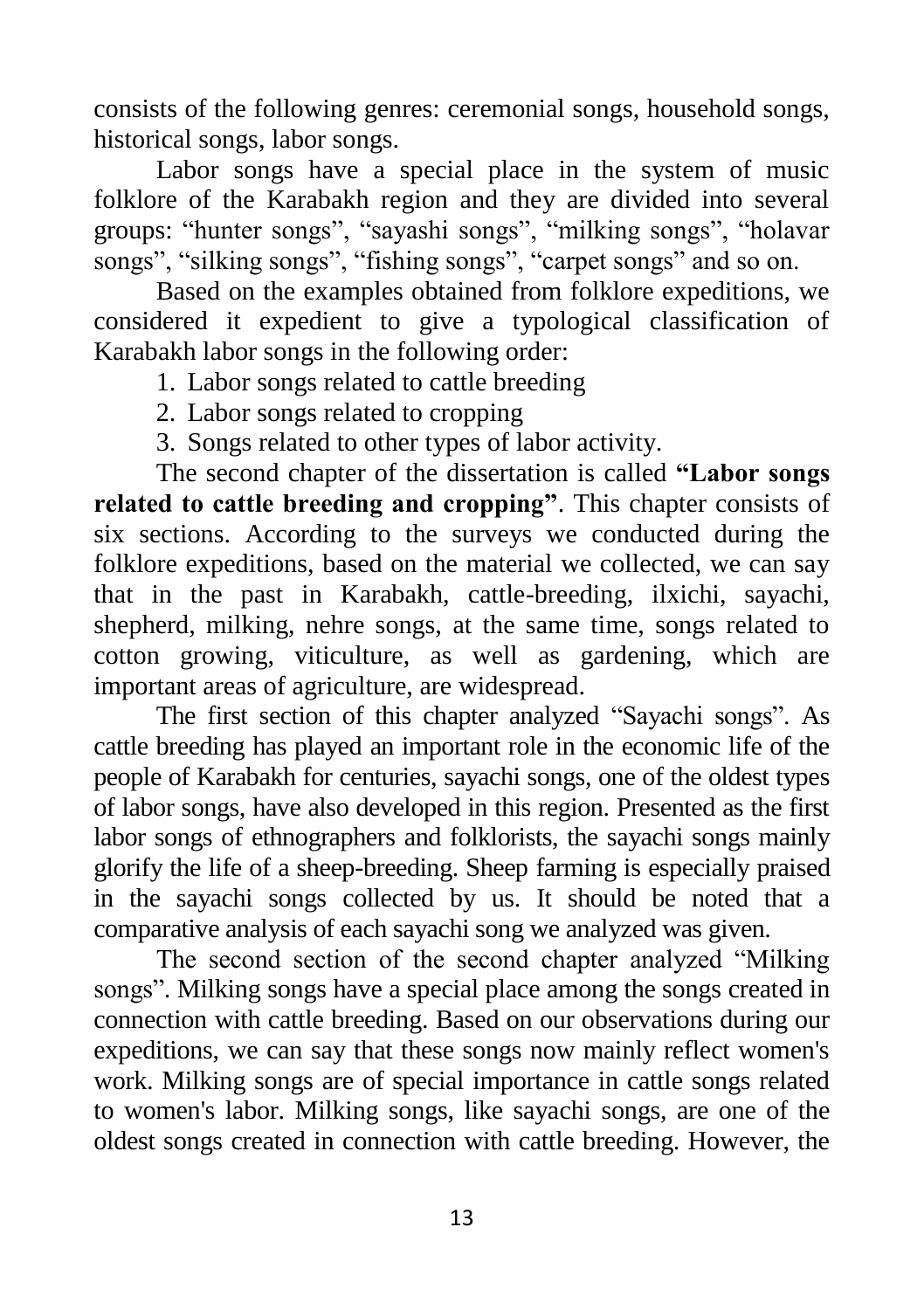consists of the following genres: ceremonial songs, household songs, historical songs, labor songs.

Labor songs have a special place in the system of music folklore of the Karabakh region and they are divided into several groups: "hunter songs", "sayashi songs", "milking songs", "holavar songs", "silking songs", "fishing songs", "carpet songs" and so on.

Based on the examples obtained from folklore expeditions, we considered it expedient to give a typological classification of Karabakh labor songs in the following order:

1. Labor songs related to cattle breeding
2. Labor songs related to cropping
3. Songs related to other types of labor activity.

The second chapter of the dissertation is called **"Labor songs related to cattle breeding and cropping"**. This chapter consists of six sections. According to the surveys we conducted during the folklore expeditions, based on the material we collected, we can say that in the past in Karabakh, cattle-breeding, ilxichi, sayachi, shepherd, milking, nehre songs, at the same time, songs related to cotton growing, viticulture, as well as gardening, which are important areas of agriculture, are widespread.

The first section of this chapter analyzed "Sayachi songs". As cattle breeding has played an important role in the economic life of the people of Karabakh for centuries, sayachi songs, one of the oldest types of labor songs, have also developed in this region. Presented as the first labor songs of ethnographers and folklorists, the sayachi songs mainly glorify the life of a sheep-breeding. Sheep farming is especially praised in the sayachi songs collected by us. It should be noted that a comparative analysis of each sayachi song we analyzed was given.

The second section of the second chapter analyzed "Milking songs". Milking songs have a special place among the songs created in connection with cattle breeding. Based on our observations during our expeditions, we can say that these songs now mainly reflect women's work. Milking songs are of special importance in cattle songs related to women's labor. Milking songs, like sayachi songs, are one of the oldest songs created in connection with cattle breeding. However, the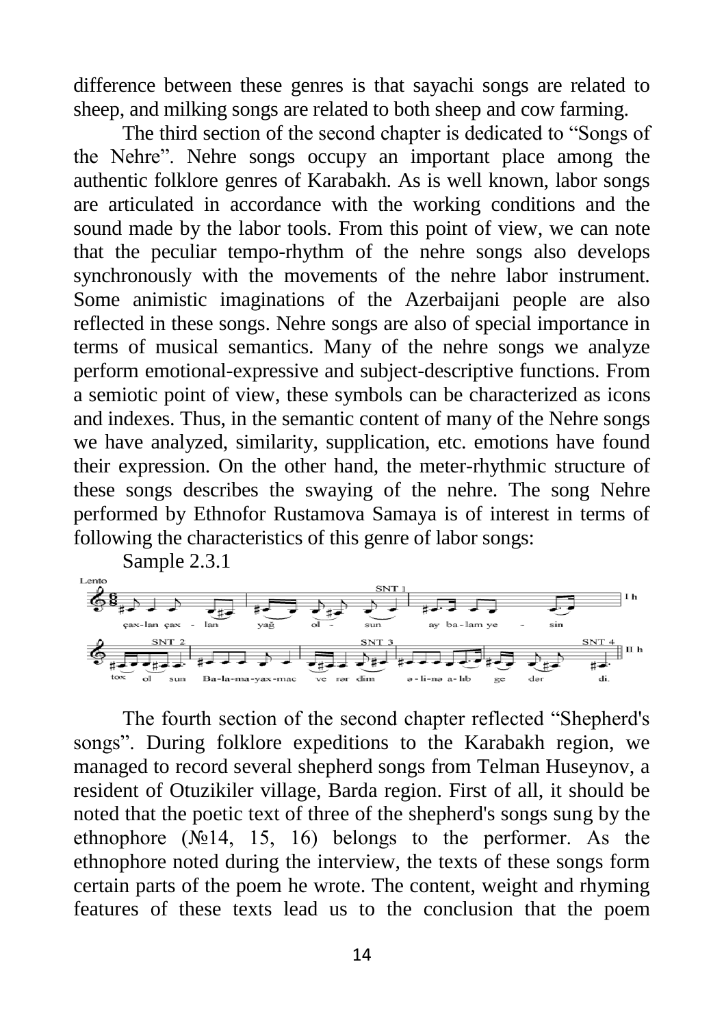difference between these genres is that sayachi songs are related to sheep, and milking songs are related to both sheep and cow farming.

The third section of the second chapter is dedicated to “Songs of the Nehre”. Nehre songs occupy an important place among the authentic folklore genres of Karabakh. As is well known, labor songs are articulated in accordance with the working conditions and the sound made by the labor tools. From this point of view, we can note that the peculiar tempo-rhythm of the nehre songs also develops synchronously with the movements of the nehre labor instrument. Some animistic imaginations of the Azerbaijani people are also reflected in these songs. Nehre songs are also of special importance in terms of musical semantics. Many of the nehre songs we analyze perform emotional-expressive and subject-descriptive functions. From a semiotic point of view, these symbols can be characterized as icons and indexes. Thus, in the semantic content of many of the Nehre songs we have analyzed, similarity, supplication, etc. emotions have found their expression. On the other hand, the meter-rhythmic structure of these songs describes the swaying of the nehre. The song Nehre performed by Ethnofor Rustamova Samaya is of interest in terms of following the characteristics of this genre of labor songs:

Sample 2.3.1

Lento

SNT 1

çax-lan çax - lan yağ ol - sun ay ba-lam ye - sin

I h

SNT 2 SNT 3 SNT 4

tox ol sun Ba-la-ma-yax-mac ve rər dim ə-li-nə a-lıb ge dər di.

II h

The fourth section of the second chapter reflected “Shepherd's songs”. During folklore expeditions to the Karabakh region, we managed to record several shepherd songs from Telman Huseynov, a resident of Otuzikiler village, Barda region. First of all, it should be noted that the poetic text of three of the shepherd's songs sung by the ethnophore (№14, 15, 16) belongs to the performer. As the ethnophore noted during the interview, the texts of these songs form certain parts of the poem he wrote. The content, weight and rhyming features of these texts lead us to the conclusion that the poem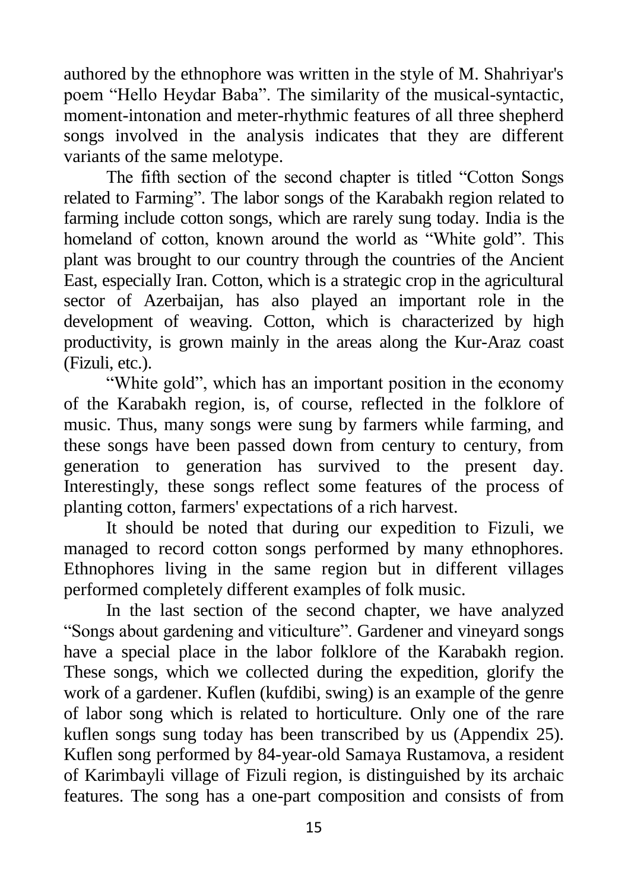authored by the ethnophore was written in the style of M. Shahriyar's poem “Hello Heydar Baba”. The similarity of the musical-syntactic, moment-intonation and meter-rhythmic features of all three shepherd songs involved in the analysis indicates that they are different variants of the same melotype.

The fifth section of the second chapter is titled “Cotton Songs related to Farming”. The labor songs of the Karabakh region related to farming include cotton songs, which are rarely sung today. India is the homeland of cotton, known around the world as “White gold”. This plant was brought to our country through the countries of the Ancient East, especially Iran. Cotton, which is a strategic crop in the agricultural sector of Azerbaijan, has also played an important role in the development of weaving. Cotton, which is characterized by high productivity, is grown mainly in the areas along the Kur-Araz coast (Fizuli, etc.).

“White gold”, which has an important position in the economy of the Karabakh region, is, of course, reflected in the folklore of music. Thus, many songs were sung by farmers while farming, and these songs have been passed down from century to century, from generation to generation has survived to the present day. Interestingly, these songs reflect some features of the process of planting cotton, farmers' expectations of a rich harvest.

It should be noted that during our expedition to Fizuli, we managed to record cotton songs performed by many ethnophores. Ethnophores living in the same region but in different villages performed completely different examples of folk music.

In the last section of the second chapter, we have analyzed “Songs about gardening and viticulture”. Gardener and vineyard songs have a special place in the labor folklore of the Karabakh region. These songs, which we collected during the expedition, glorify the work of a gardener. Kuflen (kufdibi, swing) is an example of the genre of labor song which is related to horticulture. Only one of the rare kuflen songs sung today has been transcribed by us (Appendix 25). Kuflen song performed by 84-year-old Samaya Rustamova, a resident of Karimbayli village of Fizuli region, is distinguished by its archaic features. The song has a one-part composition and consists of from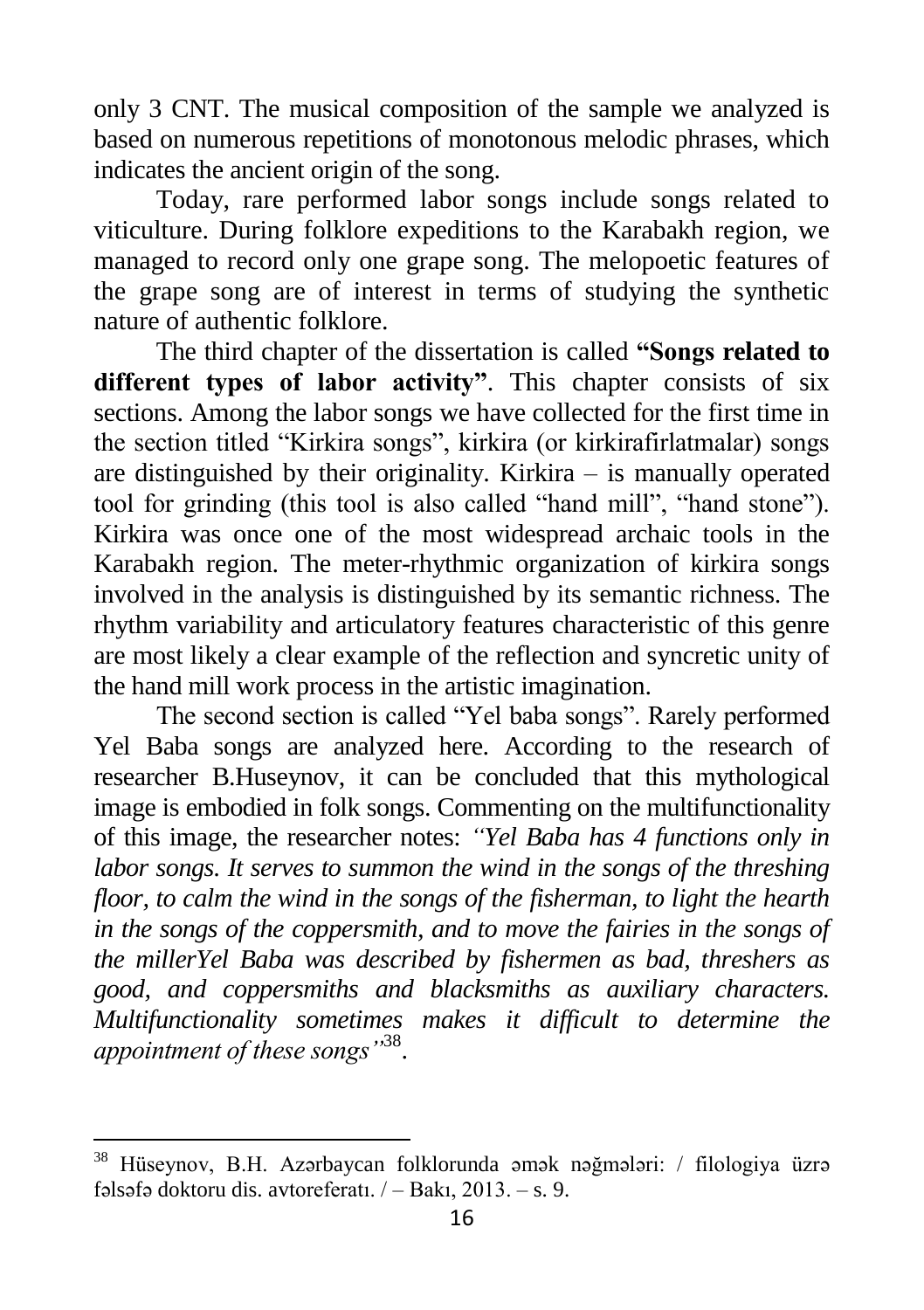only 3 CNT. The musical composition of the sample we analyzed is based on numerous repetitions of monotonous melodic phrases, which indicates the ancient origin of the song.

Today, rare performed labor songs include songs related to viticulture. During folklore expeditions to the Karabakh region, we managed to record only one grape song. The melopoetic features of the grape song are of interest in terms of studying the synthetic nature of authentic folklore.

The third chapter of the dissertation is called **"Songs related to different types of labor activity"**. This chapter consists of six sections. Among the labor songs we have collected for the first time in the section titled "Kirkira songs", kirkira (or kirkirafirlatmalar) songs are distinguished by their originality. Kirkira – is manually operated tool for grinding (this tool is also called "hand mill", "hand stone"). Kirkira was once one of the most widespread archaic tools in the Karabakh region. The meter-rhythmic organization of kirkira songs involved in the analysis is distinguished by its semantic richness. The rhythm variability and articulatory features characteristic of this genre are most likely a clear example of the reflection and syncretic unity of the hand mill work process in the artistic imagination.

The second section is called "Yel baba songs". Rarely performed Yel Baba songs are analyzed here. According to the research of researcher B.Huseynov, it can be concluded that this mythological image is embodied in folk songs. Commenting on the multifunctionality of this image, the researcher notes: *"Yel Baba has 4 functions only in labor songs. It serves to summon the wind in the songs of the threshing floor, to calm the wind in the songs of the fisherman, to light the hearth in the songs of the coppersmith, and to move the fairies in the songs of the millerYel Baba was described by fishermen as bad, threshers as good, and coppersmiths and blacksmiths as auxiliary characters. Multifunctionality sometimes makes it difficult to determine the appointment of these songs"*[38].

---

[38] Hüseynov, B.H. Azərbaycan folklorunda əmək nəğmələri: / filologiya üzrə fəlsəfə doktoru dis. avtoreferatı. / – Bakı, 2013. – s. 9.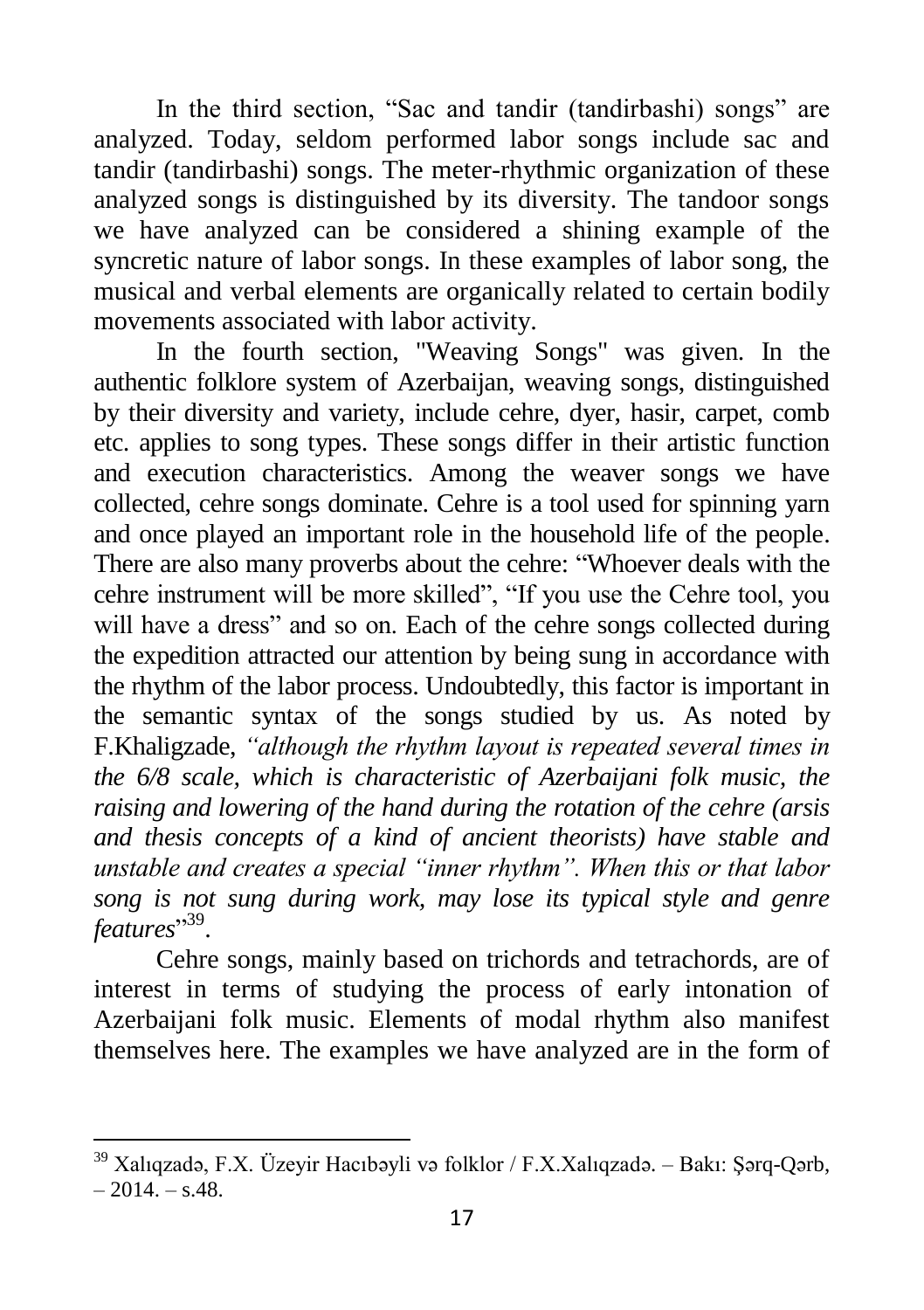In the third section, "Sac and tandir (tandirbashi) songs" are analyzed. Today, seldom performed labor songs include sac and tandir (tandirbashi) songs. The meter-rhythmic organization of these analyzed songs is distinguished by its diversity. The tandoor songs we have analyzed can be considered a shining example of the syncretic nature of labor songs. In these examples of labor song, the musical and verbal elements are organically related to certain bodily movements associated with labor activity.

In the fourth section, "Weaving Songs" was given. In the authentic folklore system of Azerbaijan, weaving songs, distinguished by their diversity and variety, include cehre, dyer, hasir, carpet, comb etc. applies to song types. These songs differ in their artistic function and execution characteristics. Among the weaver songs we have collected, cehre songs dominate. Cehre is a tool used for spinning yarn and once played an important role in the household life of the people. There are also many proverbs about the cehre: "Whoever deals with the cehre instrument will be more skilled", "If you use the Cehre tool, you will have a dress" and so on. Each of the cehre songs collected during the expedition attracted our attention by being sung in accordance with the rhythm of the labor process. Undoubtedly, this factor is important in the semantic syntax of the songs studied by us. As noted by F.Khaligzade, *"although the rhythm layout is repeated several times in the 6/8 scale, which is characteristic of Azerbaijani folk music, the raising and lowering of the hand during the rotation of the cehre (arsis and thesis concepts of a kind of ancient theorists) have stable and unstable and creates a special "inner rhythm". When this or that labor song is not sung during work, may lose its typical style and genre features*"[39].

Cehre songs, mainly based on trichords and tetrachords, are of interest in terms of studying the process of early intonation of Azerbaijani folk music. Elements of modal rhythm also manifest themselves here. The examples we have analyzed are in the form of

---

[39] Xalıqzadə, F.X. Üzeyir Hacıbəyli və folklor / F.X.Xalıqzadə. – Bakı: Şərq-Qərb, – 2014. – s.48.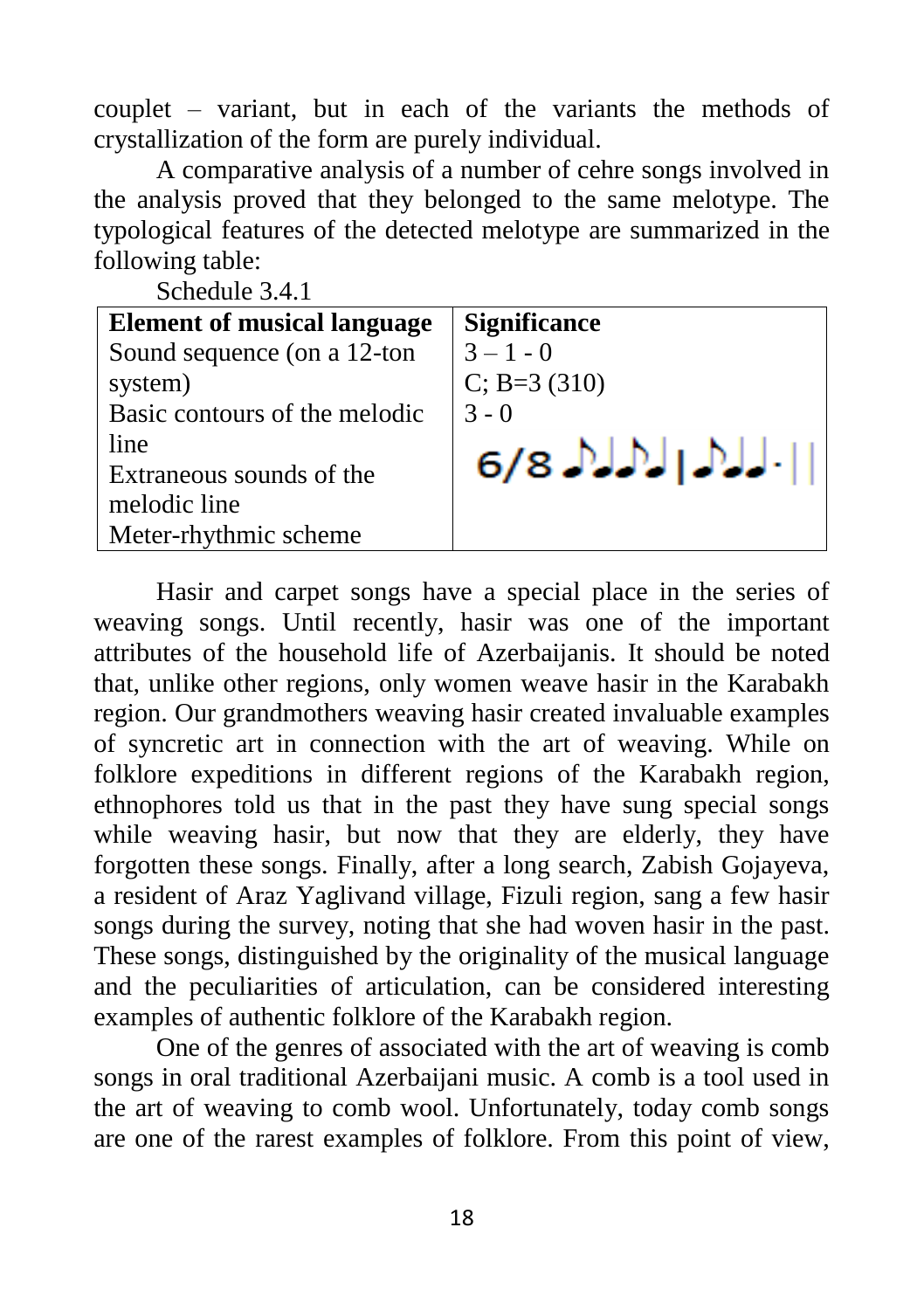couplet – variant, but in each of the variants the methods of crystallization of the form are purely individual.

A comparative analysis of a number of cehre songs involved in the analysis proved that they belonged to the same melotype. The typological features of the detected melotype are summarized in the following table:

Schedule 3.4.1

| Element of musical language | Significance |
|---|---|
| Sound sequence (on a 12-ton system) | 3 – 1 - 0 |
| Basic contours of the melodic line | C; B=3 (310) |
| Extraneous sounds of the melodic line | 3 - 0 |
| Meter-rhythmic scheme | 6/8 ♩♪♩♪ \| ♩♪♩· \|\| |

Hasir and carpet songs have a special place in the series of weaving songs. Until recently, hasir was one of the important attributes of the household life of Azerbaijanis. It should be noted that, unlike other regions, only women weave hasir in the Karabakh region. Our grandmothers weaving hasir created invaluable examples of syncretic art in connection with the art of weaving. While on folklore expeditions in different regions of the Karabakh region, ethnophores told us that in the past they have sung special songs while weaving hasir, but now that they are elderly, they have forgotten these songs. Finally, after a long search, Zabish Gojayeva, a resident of Araz Yaglivand village, Fizuli region, sang a few hasir songs during the survey, noting that she had woven hasir in the past. These songs, distinguished by the originality of the musical language and the peculiarities of articulation, can be considered interesting examples of authentic folklore of the Karabakh region.

One of the genres of associated with the art of weaving is comb songs in oral traditional Azerbaijani music. A comb is a tool used in the art of weaving to comb wool. Unfortunately, today comb songs are one of the rarest examples of folklore. From this point of view,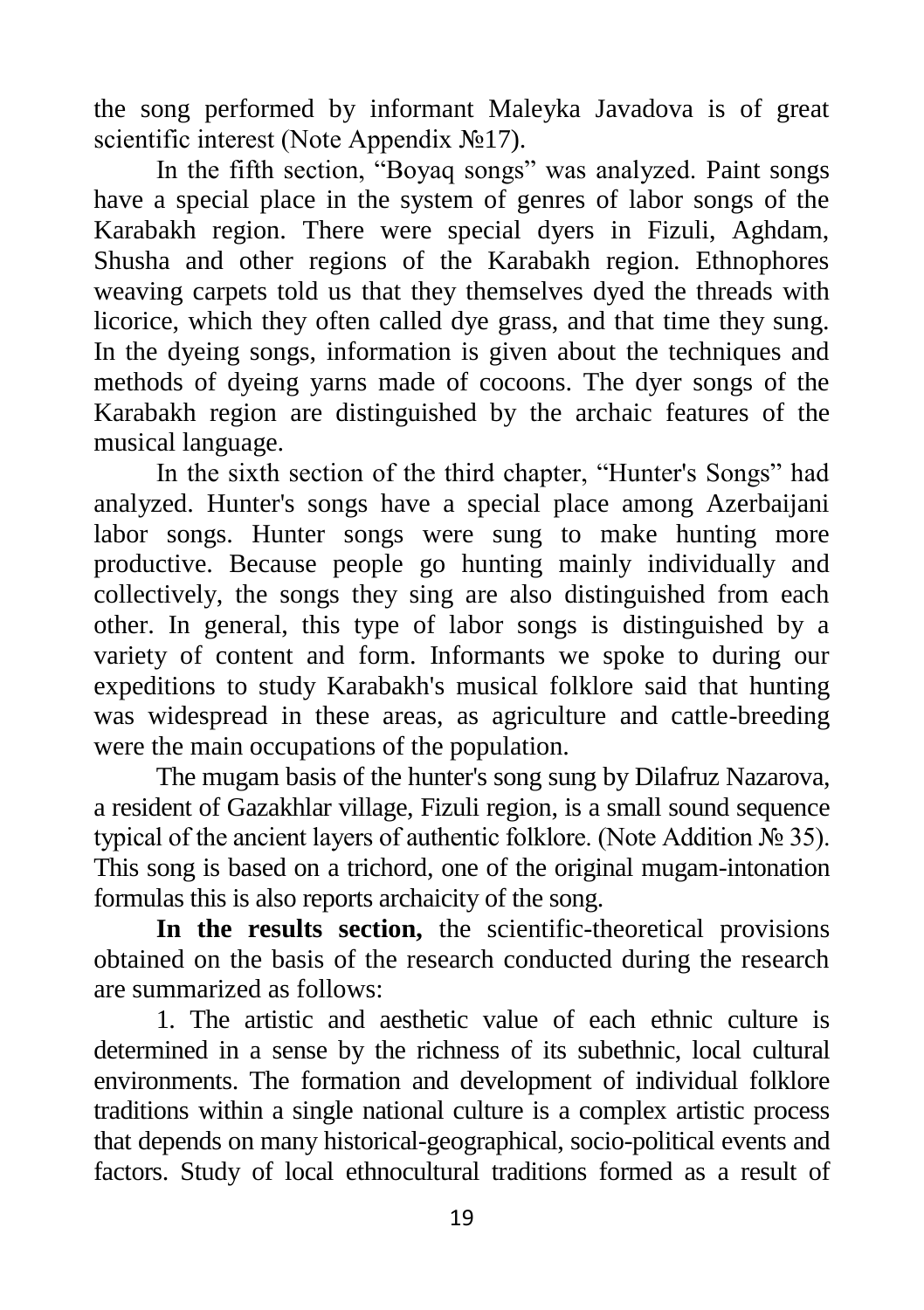the song performed by informant Maleyka Javadova is of great scientific interest (Note Appendix №17).

In the fifth section, “Boyaq songs” was analyzed. Paint songs have a special place in the system of genres of labor songs of the Karabakh region. There were special dyers in Fizuli, Aghdam, Shusha and other regions of the Karabakh region. Ethnophores weaving carpets told us that they themselves dyed the threads with licorice, which they often called dye grass, and that time they sung. In the dyeing songs, information is given about the techniques and methods of dyeing yarns made of cocoons. The dyer songs of the Karabakh region are distinguished by the archaic features of the musical language.

In the sixth section of the third chapter, “Hunter's Songs” had analyzed. Hunter's songs have a special place among Azerbaijani labor songs. Hunter songs were sung to make hunting more productive. Because people go hunting mainly individually and collectively, the songs they sing are also distinguished from each other. In general, this type of labor songs is distinguished by a variety of content and form. Informants we spoke to during our expeditions to study Karabakh's musical folklore said that hunting was widespread in these areas, as agriculture and cattle-breeding were the main occupations of the population.

The mugam basis of the hunter's song sung by Dilafruz Nazarova, a resident of Gazakhlar village, Fizuli region, is a small sound sequence typical of the ancient layers of authentic folklore. (Note Addition № 35). This song is based on a trichord, one of the original mugam-intonation formulas this is also reports archaicity of the song.

**In the results section,** the scientific-theoretical provisions obtained on the basis of the research conducted during the research are summarized as follows:

1. The artistic and aesthetic value of each ethnic culture is determined in a sense by the richness of its subethnic, local cultural environments. The formation and development of individual folklore traditions within a single national culture is a complex artistic process that depends on many historical-geographical, socio-political events and factors. Study of local ethnocultural traditions formed as a result of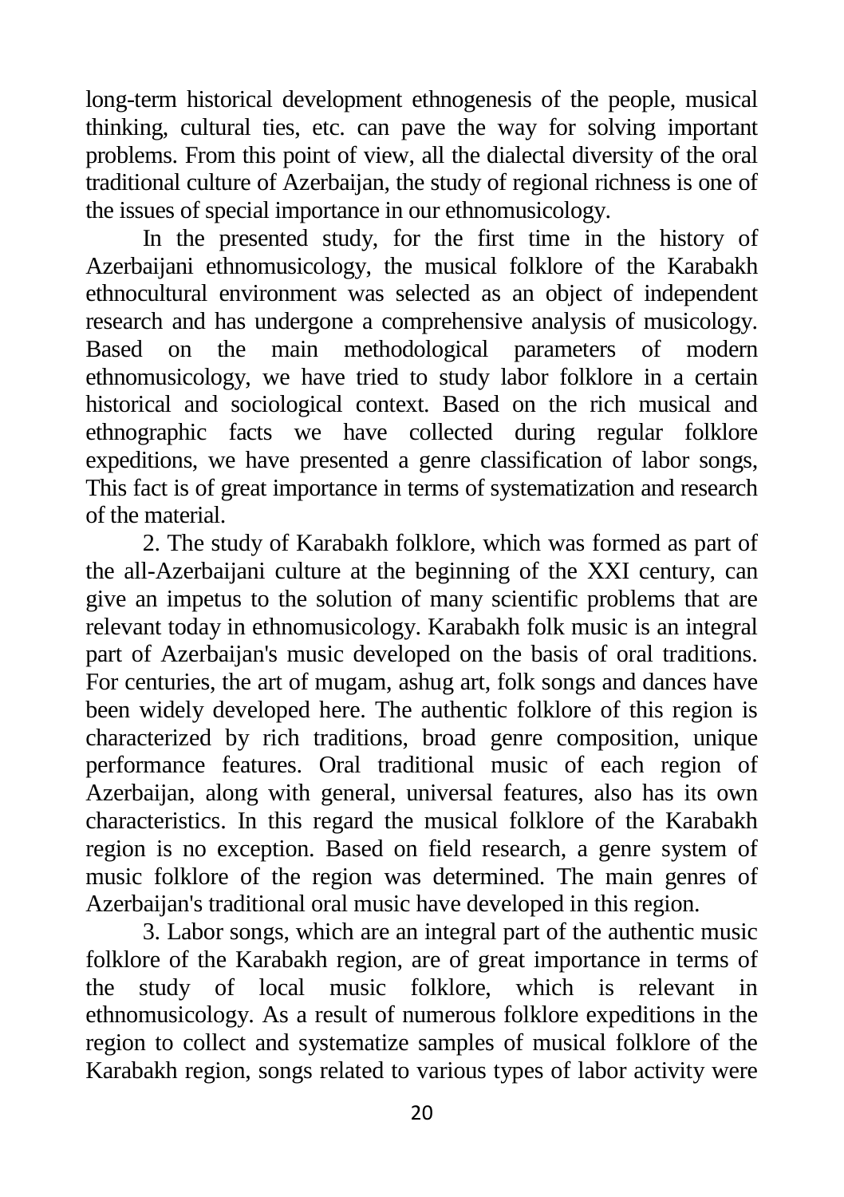long-term historical development ethnogenesis of the people, musical thinking, cultural ties, etc. can pave the way for solving important problems. From this point of view, all the dialectal diversity of the oral traditional culture of Azerbaijan, the study of regional richness is one of the issues of special importance in our ethnomusicology.

In the presented study, for the first time in the history of Azerbaijani ethnomusicology, the musical folklore of the Karabakh ethnocultural environment was selected as an object of independent research and has undergone a comprehensive analysis of musicology. Based on the main methodological parameters of modern ethnomusicology, we have tried to study labor folklore in a certain historical and sociological context. Based on the rich musical and ethnographic facts we have collected during regular folklore expeditions, we have presented a genre classification of labor songs, This fact is of great importance in terms of systematization and research of the material.

2. The study of Karabakh folklore, which was formed as part of the all-Azerbaijani culture at the beginning of the XXI century, can give an impetus to the solution of many scientific problems that are relevant today in ethnomusicology. Karabakh folk music is an integral part of Azerbaijan's music developed on the basis of oral traditions. For centuries, the art of mugam, ashug art, folk songs and dances have been widely developed here. The authentic folklore of this region is characterized by rich traditions, broad genre composition, unique performance features. Oral traditional music of each region of Azerbaijan, along with general, universal features, also has its own characteristics. In this regard the musical folklore of the Karabakh region is no exception. Based on field research, a genre system of music folklore of the region was determined. The main genres of Azerbaijan's traditional oral music have developed in this region.

3. Labor songs, which are an integral part of the authentic music folklore of the Karabakh region, are of great importance in terms of the study of local music folklore, which is relevant in ethnomusicology. As a result of numerous folklore expeditions in the region to collect and systematize samples of musical folklore of the Karabakh region, songs related to various types of labor activity were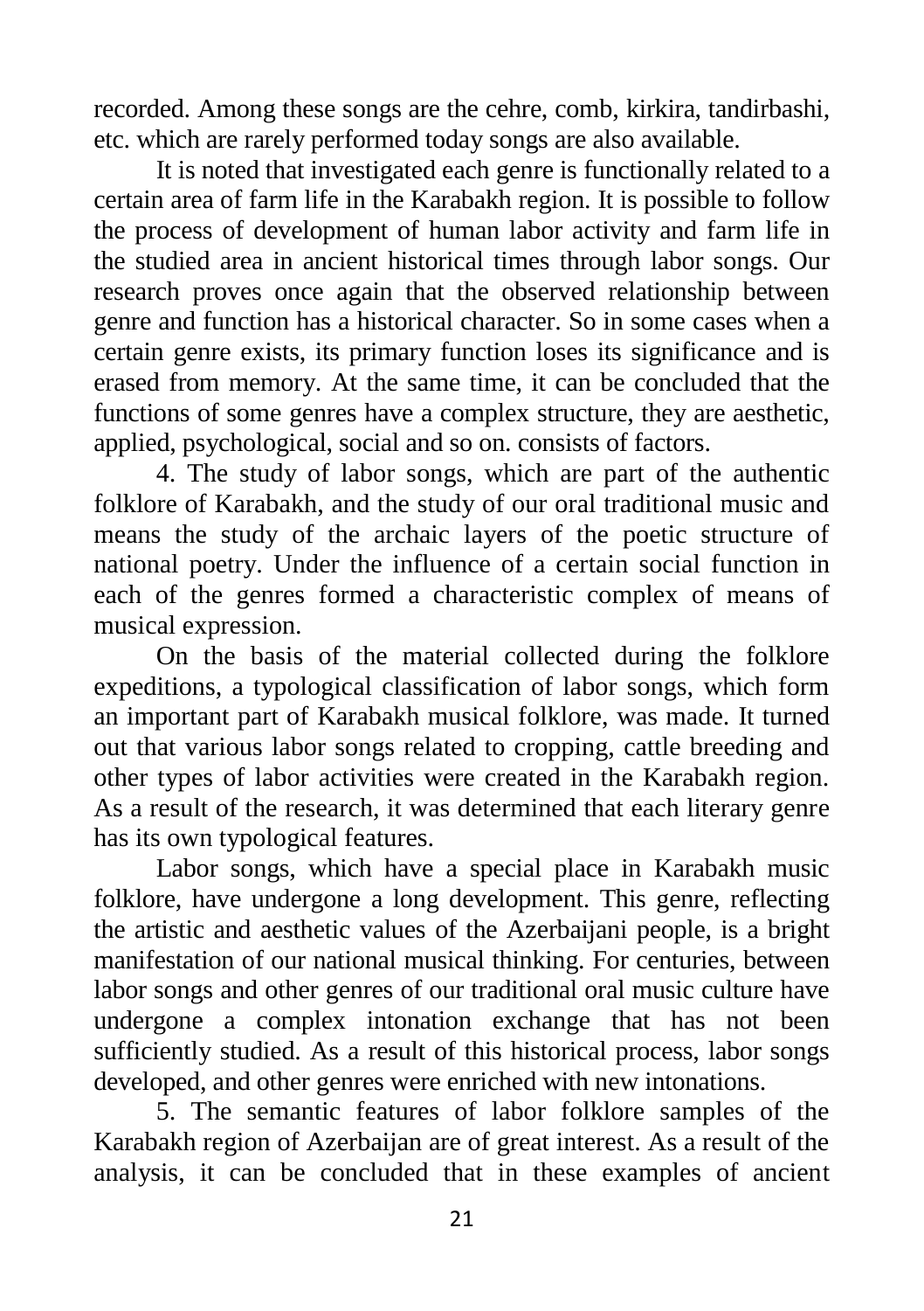recorded. Among these songs are the cehre, comb, kirkira, tandirbashi, etc. which are rarely performed today songs are also available.

It is noted that investigated each genre is functionally related to a certain area of farm life in the Karabakh region. It is possible to follow the process of development of human labor activity and farm life in the studied area in ancient historical times through labor songs. Our research proves once again that the observed relationship between genre and function has a historical character. So in some cases when a certain genre exists, its primary function loses its significance and is erased from memory. At the same time, it can be concluded that the functions of some genres have a complex structure, they are aesthetic, applied, psychological, social and so on. consists of factors.

4. The study of labor songs, which are part of the authentic folklore of Karabakh, and the study of our oral traditional music and means the study of the archaic layers of the poetic structure of national poetry. Under the influence of a certain social function in each of the genres formed a characteristic complex of means of musical expression.

On the basis of the material collected during the folklore expeditions, a typological classification of labor songs, which form an important part of Karabakh musical folklore, was made. It turned out that various labor songs related to cropping, cattle breeding and other types of labor activities were created in the Karabakh region. As a result of the research, it was determined that each literary genre has its own typological features.

Labor songs, which have a special place in Karabakh music folklore, have undergone a long development. This genre, reflecting the artistic and aesthetic values of the Azerbaijani people, is a bright manifestation of our national musical thinking. For centuries, between labor songs and other genres of our traditional oral music culture have undergone a complex intonation exchange that has not been sufficiently studied. As a result of this historical process, labor songs developed, and other genres were enriched with new intonations.

5. The semantic features of labor folklore samples of the Karabakh region of Azerbaijan are of great interest. As a result of the analysis, it can be concluded that in these examples of ancient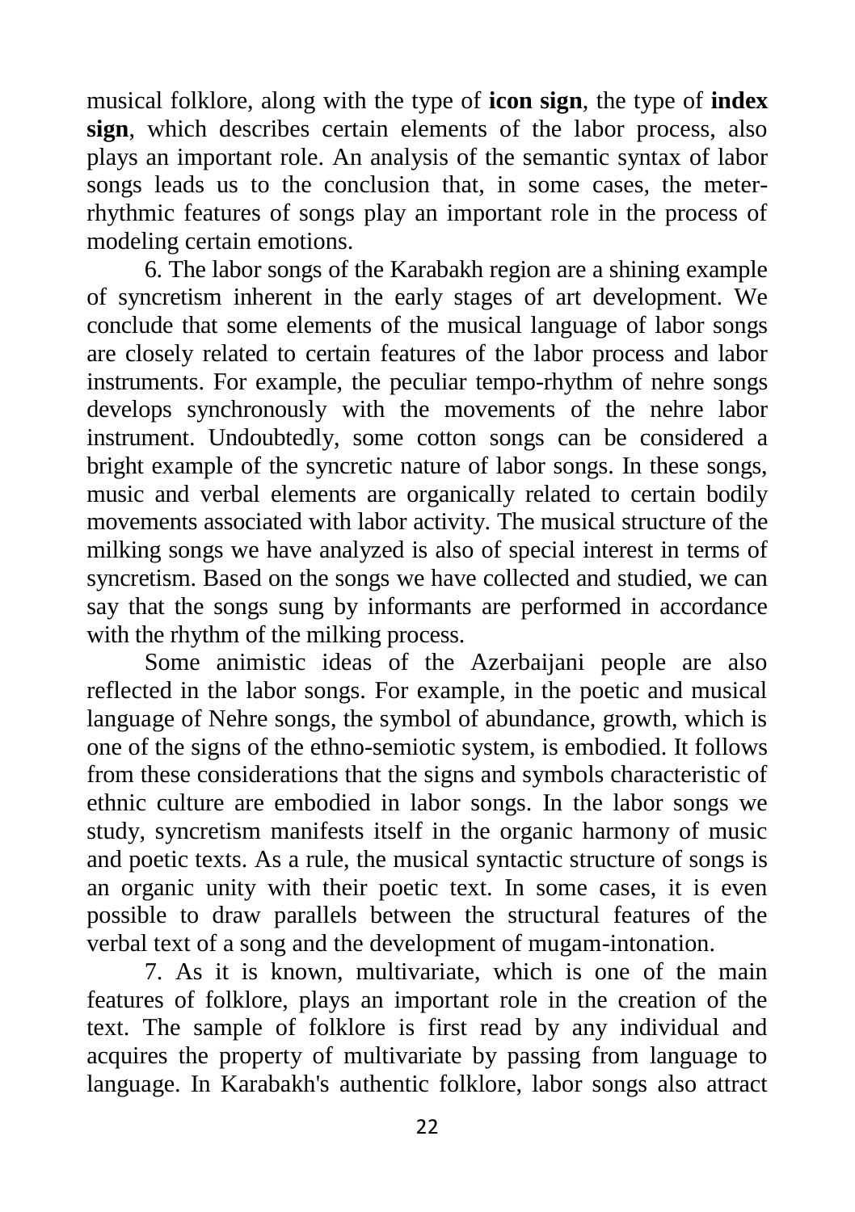musical folklore, along with the type of **icon sign**, the type of **index sign**, which describes certain elements of the labor process, also plays an important role. An analysis of the semantic syntax of labor songs leads us to the conclusion that, in some cases, the meter-rhythmic features of songs play an important role in the process of modeling certain emotions.

6. The labor songs of the Karabakh region are a shining example of syncretism inherent in the early stages of art development. We conclude that some elements of the musical language of labor songs are closely related to certain features of the labor process and labor instruments. For example, the peculiar tempo-rhythm of nehre songs develops synchronously with the movements of the nehre labor instrument. Undoubtedly, some cotton songs can be considered a bright example of the syncretic nature of labor songs. In these songs, music and verbal elements are organically related to certain bodily movements associated with labor activity. The musical structure of the milking songs we have analyzed is also of special interest in terms of syncretism. Based on the songs we have collected and studied, we can say that the songs sung by informants are performed in accordance with the rhythm of the milking process.

Some animistic ideas of the Azerbaijani people are also reflected in the labor songs. For example, in the poetic and musical language of Nehre songs, the symbol of abundance, growth, which is one of the signs of the ethno-semiotic system, is embodied. It follows from these considerations that the signs and symbols characteristic of ethnic culture are embodied in labor songs. In the labor songs we study, syncretism manifests itself in the organic harmony of music and poetic texts. As a rule, the musical syntactic structure of songs is an organic unity with their poetic text. In some cases, it is even possible to draw parallels between the structural features of the verbal text of a song and the development of mugam-intonation.

7. As it is known, multivariate, which is one of the main features of folklore, plays an important role in the creation of the text. The sample of folklore is first read by any individual and acquires the property of multivariate by passing from language to language. In Karabakh's authentic folklore, labor songs also attract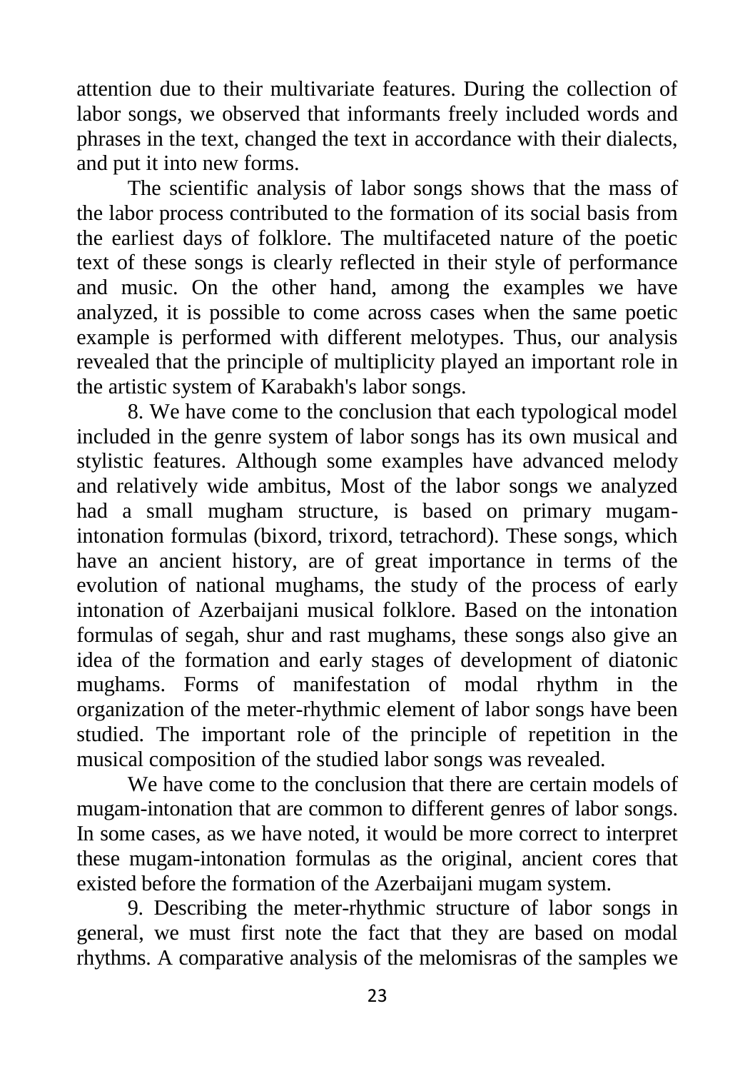attention due to their multivariate features. During the collection of labor songs, we observed that informants freely included words and phrases in the text, changed the text in accordance with their dialects, and put it into new forms.

The scientific analysis of labor songs shows that the mass of the labor process contributed to the formation of its social basis from the earliest days of folklore. The multifaceted nature of the poetic text of these songs is clearly reflected in their style of performance and music. On the other hand, among the examples we have analyzed, it is possible to come across cases when the same poetic example is performed with different melotypes. Thus, our analysis revealed that the principle of multiplicity played an important role in the artistic system of Karabakh's labor songs.

8. We have come to the conclusion that each typological model included in the genre system of labor songs has its own musical and stylistic features. Although some examples have advanced melody and relatively wide ambitus, Most of the labor songs we analyzed had a small mugham structure, is based on primary mugam-intonation formulas (bixord, trixord, tetrachord). These songs, which have an ancient history, are of great importance in terms of the evolution of national mughams, the study of the process of early intonation of Azerbaijani musical folklore. Based on the intonation formulas of segah, shur and rast mughams, these songs also give an idea of the formation and early stages of development of diatonic mughams. Forms of manifestation of modal rhythm in the organization of the meter-rhythmic element of labor songs have been studied. The important role of the principle of repetition in the musical composition of the studied labor songs was revealed.

We have come to the conclusion that there are certain models of mugam-intonation that are common to different genres of labor songs. In some cases, as we have noted, it would be more correct to interpret these mugam-intonation formulas as the original, ancient cores that existed before the formation of the Azerbaijani mugam system.

9. Describing the meter-rhythmic structure of labor songs in general, we must first note the fact that they are based on modal rhythms. A comparative analysis of the melomisras of the samples we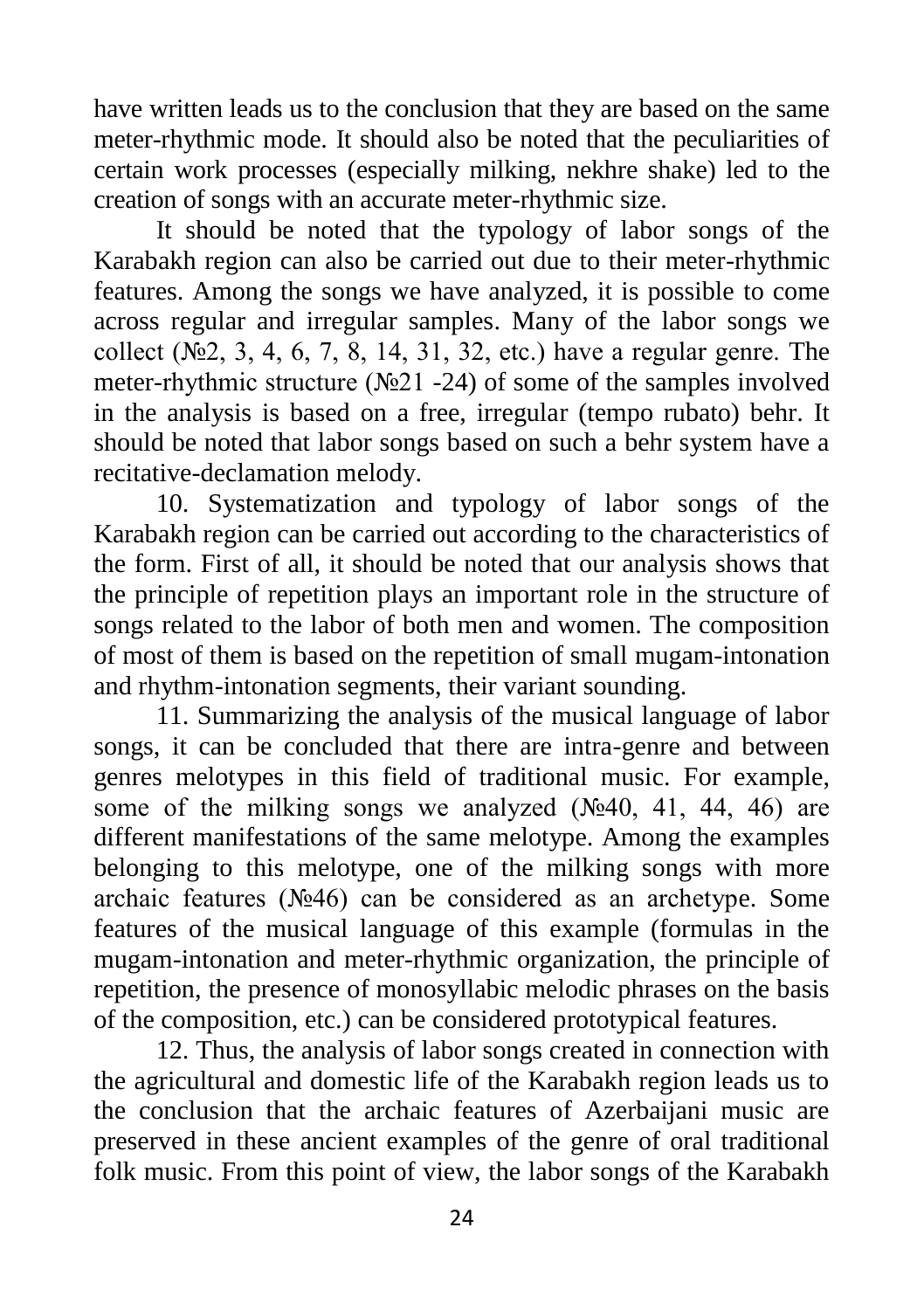have written leads us to the conclusion that they are based on the same meter-rhythmic mode. It should also be noted that the peculiarities of certain work processes (especially milking, nekhre shake) led to the creation of songs with an accurate meter-rhythmic size.

It should be noted that the typology of labor songs of the Karabakh region can also be carried out due to their meter-rhythmic features. Among the songs we have analyzed, it is possible to come across regular and irregular samples. Many of the labor songs we collect (№2, 3, 4, 6, 7, 8, 14, 31, 32, etc.) have a regular genre. The meter-rhythmic structure (№21 -24) of some of the samples involved in the analysis is based on a free, irregular (tempo rubato) behr. It should be noted that labor songs based on such a behr system have a recitative-declamation melody.

10. Systematization and typology of labor songs of the Karabakh region can be carried out according to the characteristics of the form. First of all, it should be noted that our analysis shows that the principle of repetition plays an important role in the structure of songs related to the labor of both men and women. The composition of most of them is based on the repetition of small mugam-intonation and rhythm-intonation segments, their variant sounding.

11. Summarizing the analysis of the musical language of labor songs, it can be concluded that there are intra-genre and between genres melotypes in this field of traditional music. For example, some of the milking songs we analyzed (№40, 41, 44, 46) are different manifestations of the same melotype. Among the examples belonging to this melotype, one of the milking songs with more archaic features (№46) can be considered as an archetype. Some features of the musical language of this example (formulas in the mugam-intonation and meter-rhythmic organization, the principle of repetition, the presence of monosyllabic melodic phrases on the basis of the composition, etc.) can be considered prototypical features.

12. Thus, the analysis of labor songs created in connection with the agricultural and domestic life of the Karabakh region leads us to the conclusion that the archaic features of Azerbaijani music are preserved in these ancient examples of the genre of oral traditional folk music. From this point of view, the labor songs of the Karabakh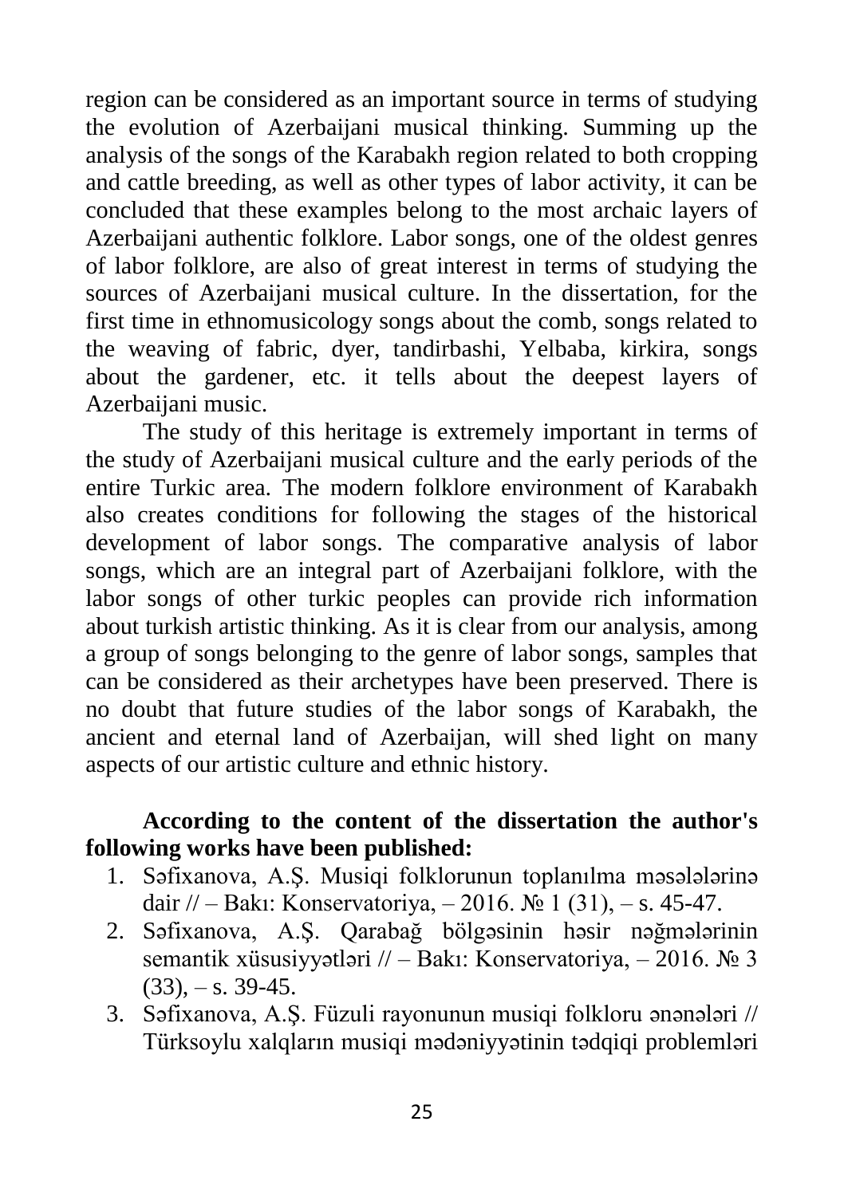region can be considered as an important source in terms of studying the evolution of Azerbaijani musical thinking. Summing up the analysis of the songs of the Karabakh region related to both cropping and cattle breeding, as well as other types of labor activity, it can be concluded that these examples belong to the most archaic layers of Azerbaijani authentic folklore. Labor songs, one of the oldest genres of labor folklore, are also of great interest in terms of studying the sources of Azerbaijani musical culture. In the dissertation, for the first time in ethnomusicology songs about the comb, songs related to the weaving of fabric, dyer, tandirbashi, Yelbaba, kirkira, songs about the gardener, etc. it tells about the deepest layers of Azerbaijani music.

The study of this heritage is extremely important in terms of the study of Azerbaijani musical culture and the early periods of the entire Turkic area. The modern folklore environment of Karabakh also creates conditions for following the stages of the historical development of labor songs. The comparative analysis of labor songs, which are an integral part of Azerbaijani folklore, with the labor songs of other turkic peoples can provide rich information about turkish artistic thinking. As it is clear from our analysis, among a group of songs belonging to the genre of labor songs, samples that can be considered as their archetypes have been preserved. There is no doubt that future studies of the labor songs of Karabakh, the ancient and eternal land of Azerbaijan, will shed light on many aspects of our artistic culture and ethnic history.

**According to the content of the dissertation the author's following works have been published:**

1. Səfixanova, A.Ş. Musiqi folklorunun toplanılma məsələlərinə dair // – Bakı: Konservatoriya, – 2016. № 1 (31), – s. 45-47.
2. Səfixanova, A.Ş. Qarabağ bölgəsinin həsir nəğmələrinin semantik xüsusiyyətləri // – Bakı: Konservatoriya, – 2016. № 3 (33), – s. 39-45.
3. Səfixanova, A.Ş. Füzuli rayonunun musiqi folkloru ənənələri // Türksoylu xalqların musiqi mədəniyyətinin tədqiqi problemləri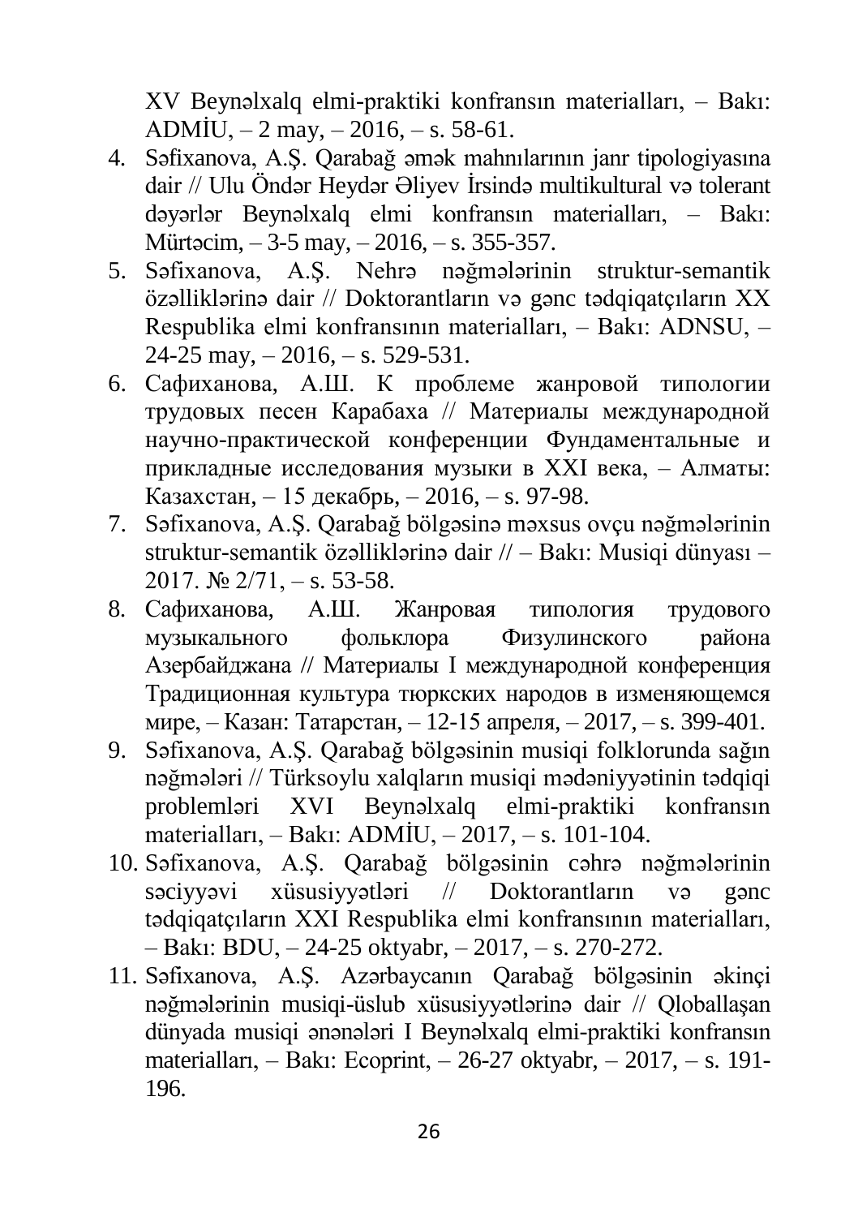XV Beynəlxalq elmi-praktiki konfransın materialları, – Bakı: ADMİU, – 2 may, – 2016, – s. 58-61.

4. Səfixanova, A.Ş. Qarabağ əmək mahnılarının janr tipologiyasına dair // Ulu Öndər Heydər Əliyev İrsində multikultural və tolerant dəyərlər Beynəlxalq elmi konfransın materialları, – Bakı: Mürtəcim, – 3-5 may, – 2016, – s. 355-357.
5. Səfixanova, A.Ş. Nehrə nəğmələrinin struktur-semantik özəlliklərinə dair // Doktorantların və gənc tədqiqatçıların XX Respublika elmi konfransının materialları, – Bakı: ADNSU, – 24-25 may, – 2016, – s. 529-531.
6. Сафиханова, А.Ш. К проблеме жанровой типологии трудовых песен Карабаха // Материалы международной научно-практической конференции Фундаментальные и прикладные исследования музыки в XXI века, – Алматы: Казахстан, – 15 декабрь, – 2016, – s. 97-98.
7. Səfixanova, A.Ş. Qarabağ bölgəsinə məxsus ovçu nəğmələrinin struktur-semantik özəlliklərinə dair // – Bakı: Musiqi dünyası – 2017. № 2/71, – s. 53-58.
8. Сафиханова, А.Ш. Жанровая типология трудового музыкального фольклора Физулинского района Азербайджана // Материалы I международной конференция Традиционная культура тюркских народов в изменяющемся мире, – Казан: Татарстан, – 12-15 апреля, – 2017, – s. 399-401.
9. Səfixanova, A.Ş. Qarabağ bölgəsinin musiqi folklorunda sağın nəğmələri // Türksoylu xalqların musiqi mədəniyyətinin tədqiqi problemləri XVI Beynəlxalq elmi-praktiki konfransın materialları, – Bakı: ADMİU, – 2017, – s. 101-104.
10. Səfixanova, A.Ş. Qarabağ bölgəsinin cəhrə nəğmələrinin səciyyəvi xüsusiyyətləri // Doktorantların və gənc tədqiqatçıların XXI Respublika elmi konfransının materialları, – Bakı: BDU, – 24-25 oktyabr, – 2017, – s. 270-272.
11. Səfixanova, A.Ş. Azərbaycanın Qarabağ bölgəsinin əkinçi nəğmələrinin musiqi-üslub xüsusiyyətlərinə dair // Qloballaşan dünyada musiqi ənənələri I Beynəlxalq elmi-praktiki konfransın materialları, – Bakı: Ecoprint, – 26-27 oktyabr, – 2017, – s. 191-196.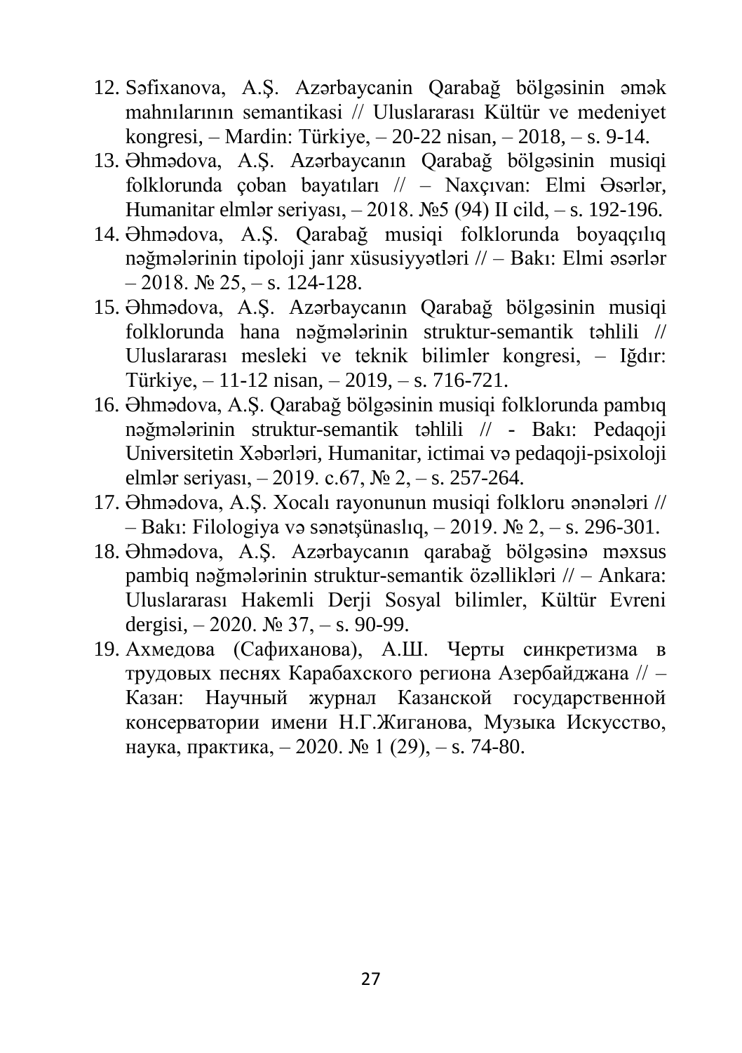12. Səfixanova, A.Ş. Azərbaycanin Qarabağ bölgəsinin əmək mahnılarının semantikasi // Uluslararası Kültür ve medeniyet kongresi, – Mardin: Türkiye, – 20-22 nisan, – 2018, – s. 9-14.
13. Əhmədova, A.Ş. Azərbaycanın Qarabağ bölgəsinin musiqi folklorunda çoban bayatıları // – Naxçıvan: Elmi Əsərlər, Humanitar elmlər seriyası, – 2018. №5 (94) II cild, – s. 192-196.
14. Əhmədova, A.Ş. Qarabağ musiqi folklorunda boyaqçılıq nəğmələrinin tipoloji janr xüsusiyyətləri // – Bakı: Elmi əsərlər – 2018. № 25, – s. 124-128.
15. Əhmədova, A.Ş. Azərbaycanın Qarabağ bölgəsinin musiqi folklorunda hana nəğmələrinin struktur-semantik təhlili // Uluslararası mesleki ve teknik bilimler kongresi, – Iğdır: Türkiye, – 11-12 nisan, – 2019, – s. 716-721.
16. Əhmədova, A.Ş. Qarabağ bölgəsinin musiqi folklorunda pambıq nəğmələrinin struktur-semantik təhlili // - Bakı: Pedaqoji Universitetin Xəbərləri, Humanitar, ictimai və pedaqoji-psixoloji elmlər seriyası, – 2019. c.67, № 2, – s. 257-264.
17. Əhmədova, A.Ş. Xocalı rayonunun musiqi folkloru ənənələri // – Bakı: Filologiya və sənətşünaslıq, – 2019. № 2, – s. 296-301.
18. Əhmədova, A.Ş. Azərbaycanın qarabağ bölgəsinə məxsus pambiq nəğmələrinin struktur-semantik özəllikləri // – Ankara: Uluslararası Hakemli Derji Sosyal bilimler, Kültür Evreni dergisi, – 2020. № 37, – s. 90-99.
19. Ахмедова (Сафиханова), А.Ш. Черты синкретизма в трудовых песнях Карабахского региона Азербайджана // – Казан: Научный журнал Казанской государственной консерватории имени Н.Г.Жиганова, Музыка Искусство, наука, практика, – 2020. № 1 (29), – s. 74-80.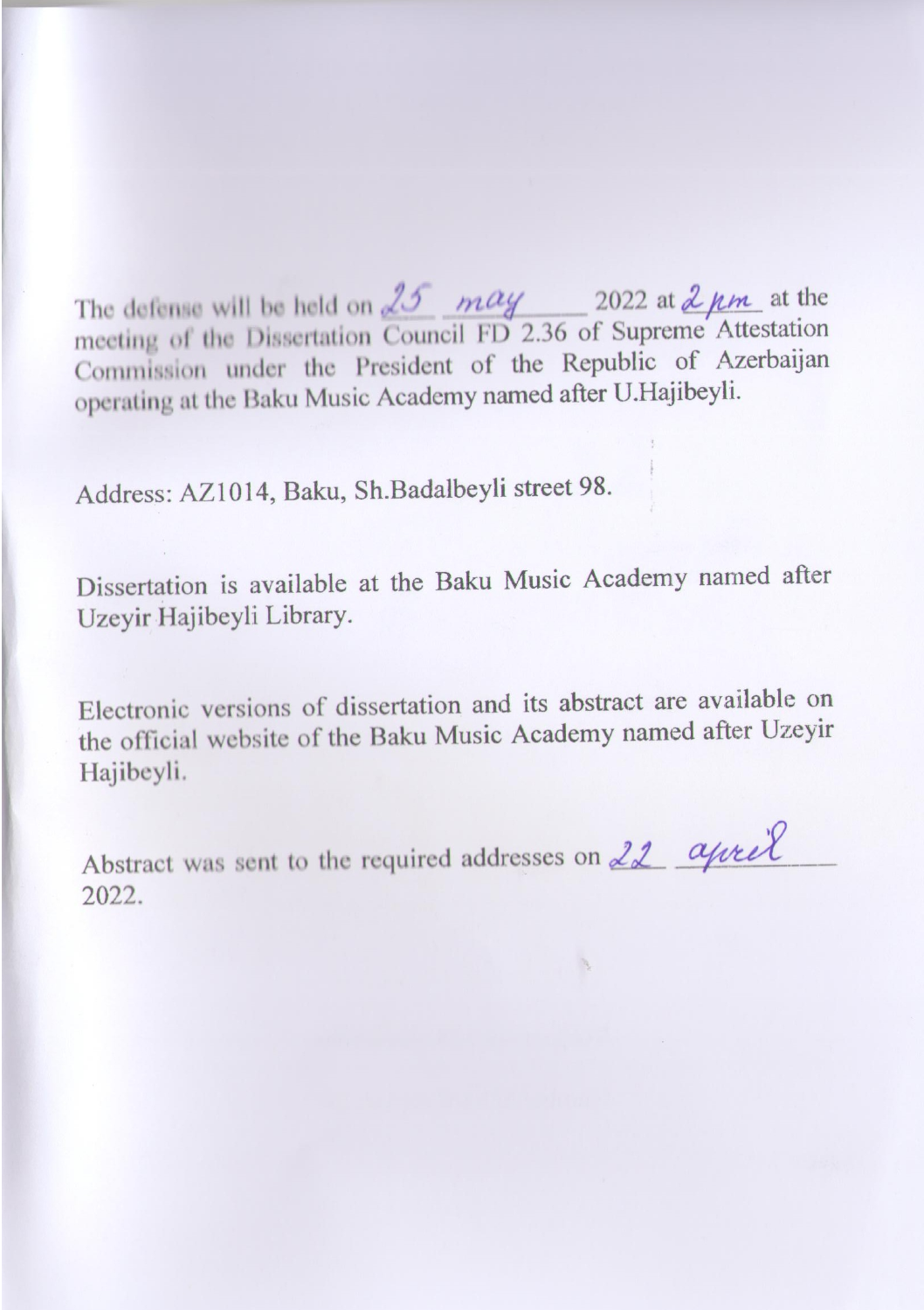The defense will be held on 25 may 2022 at 2 pm at the meeting of the Dissertation Council FD 2.36 of Supreme Attestation Commission under the President of the Republic of Azerbaijan operating at the Baku Music Academy named after U.Hajibeyli.

Address: AZ1014, Baku, Sh.Badalbeyli street 98.

Dissertation is available at the Baku Music Academy named after Uzeyir Hajibeyli Library.

Electronic versions of dissertation and its abstract are available on the official website of the Baku Music Academy named after Uzeyir Hajibeyli.

Abstract was sent to the required addresses on 22 april 2022.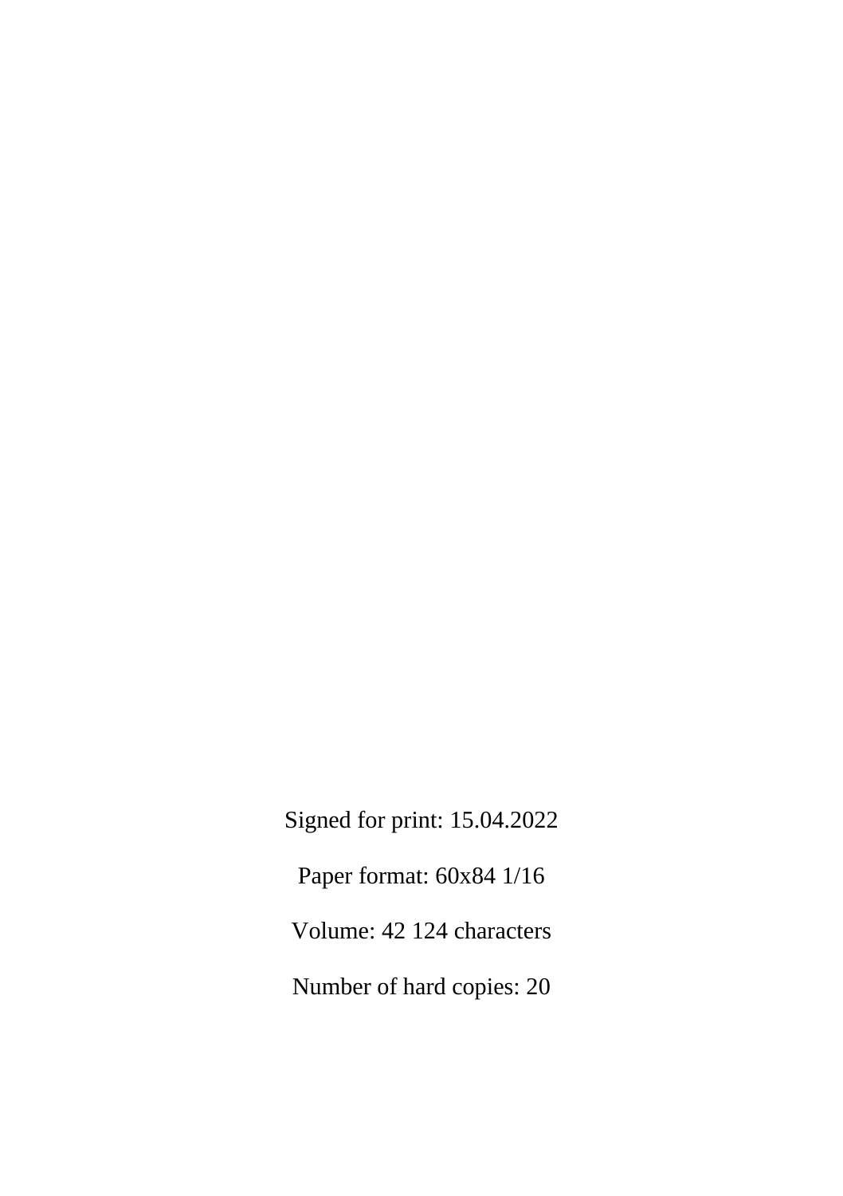Signed for print: 15.04.2022

Paper format: 60x84 1/16

Volume: 42 124 characters

Number of hard copies: 20